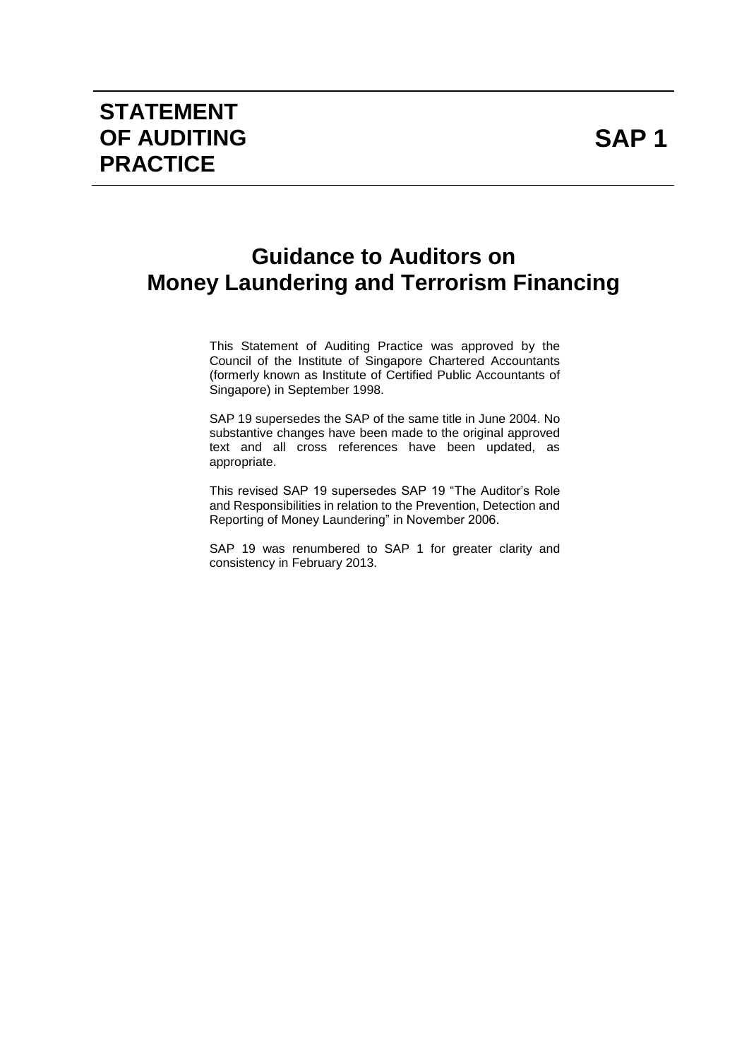# STATEMENT OF AUDITING PRACTICE

# SAP 1

## Guidance to Auditors on Money Laundering and Terrorism Financing

This Statement of Auditing Practice was approved by the Council of the Institute of Singapore Chartered Accountants (formerly known as Institute of Certified Public Accountants of Singapore) in September 1998.

SAP 19 supersedes the SAP of the same title in June 2004. No substantive changes have been made to the original approved text and all cross references have been updated, as appropriate.

This revised SAP 19 supersedes SAP 19 “The Auditor’s Role and Responsibilities in relation to the Prevention, Detection and Reporting of Money Laundering” in November 2006.

SAP 19 was renumbered to SAP 1 for greater clarity and consistency in February 2013.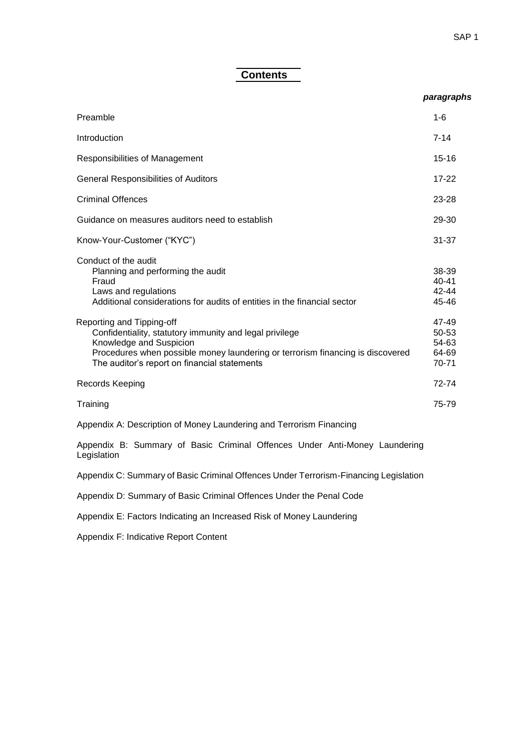# Contents

| | *paragraphs* |
|---|---|
| Preamble | 1-6 |
| Introduction | 7-14 |
| Responsibilities of Management | 15-16 |
| General Responsibilities of Auditors | 17-22 |
| Criminal Offences | 23-28 |
| Guidance on measures auditors need to establish | 29-30 |
| Know-Your-Customer ("KYC") | 31-37 |
| Conduct of the audit | |
| Planning and performing the audit | 38-39 |
| Fraud | 40-41 |
| Laws and regulations | 42-44 |
| Additional considerations for audits of entities in the financial sector | 45-46 |
| Reporting and Tipping-off | 47-49 |
| Confidentiality, statutory immunity and legal privilege | 50-53 |
| Knowledge and Suspicion | 54-63 |
| Procedures when possible money laundering or terrorism financing is discovered | 64-69 |
| The auditor's report on financial statements | 70-71 |
| Records Keeping | 72-74 |
| Training | 75-79 |

Appendix A: Description of Money Laundering and Terrorism Financing

Appendix B: Summary of Basic Criminal Offences Under Anti-Money Laundering Legislation

Appendix C: Summary of Basic Criminal Offences Under Terrorism-Financing Legislation

Appendix D: Summary of Basic Criminal Offences Under the Penal Code

Appendix E: Factors Indicating an Increased Risk of Money Laundering

Appendix F: Indicative Report Content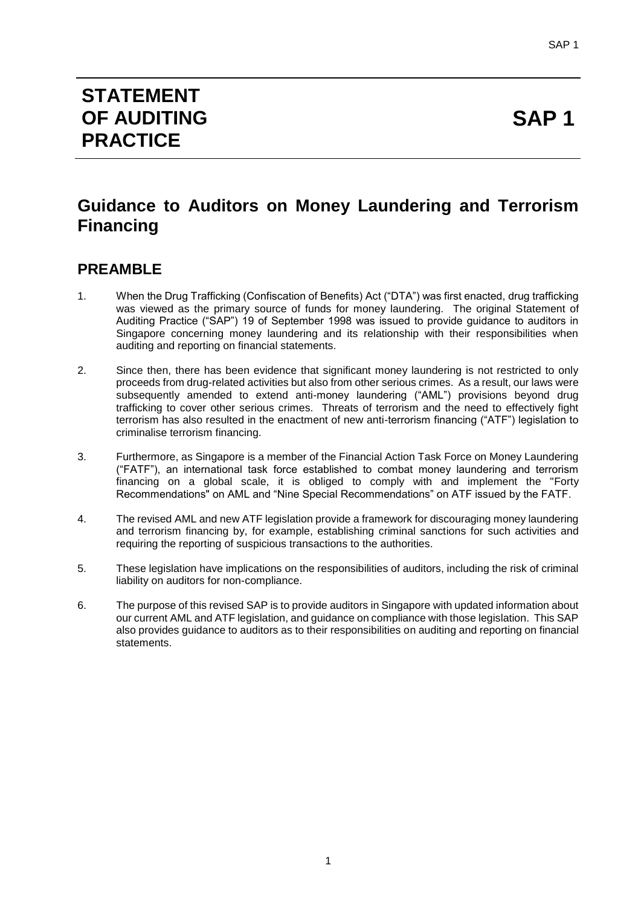# STATEMENT OF AUDITING PRACTICE

# SAP 1

## Guidance to Auditors on Money Laundering and Terrorism Financing

## PREAMBLE

1. When the Drug Trafficking (Confiscation of Benefits) Act ("DTA") was first enacted, drug trafficking was viewed as the primary source of funds for money laundering. The original Statement of Auditing Practice ("SAP") 19 of September 1998 was issued to provide guidance to auditors in Singapore concerning money laundering and its relationship with their responsibilities when auditing and reporting on financial statements.

2. Since then, there has been evidence that significant money laundering is not restricted to only proceeds from drug-related activities but also from other serious crimes. As a result, our laws were subsequently amended to extend anti-money laundering ("AML") provisions beyond drug trafficking to cover other serious crimes. Threats of terrorism and the need to effectively fight terrorism has also resulted in the enactment of new anti-terrorism financing ("ATF") legislation to criminalise terrorism financing.

3. Furthermore, as Singapore is a member of the Financial Action Task Force on Money Laundering ("FATF"), an international task force established to combat money laundering and terrorism financing on a global scale, it is obliged to comply with and implement the "Forty Recommendations" on AML and "Nine Special Recommendations" on ATF issued by the FATF.

4. The revised AML and new ATF legislation provide a framework for discouraging money laundering and terrorism financing by, for example, establishing criminal sanctions for such activities and requiring the reporting of suspicious transactions to the authorities.

5. These legislation have implications on the responsibilities of auditors, including the risk of criminal liability on auditors for non-compliance.

6. The purpose of this revised SAP is to provide auditors in Singapore with updated information about our current AML and ATF legislation, and guidance on compliance with those legislation. This SAP also provides guidance to auditors as to their responsibilities on auditing and reporting on financial statements.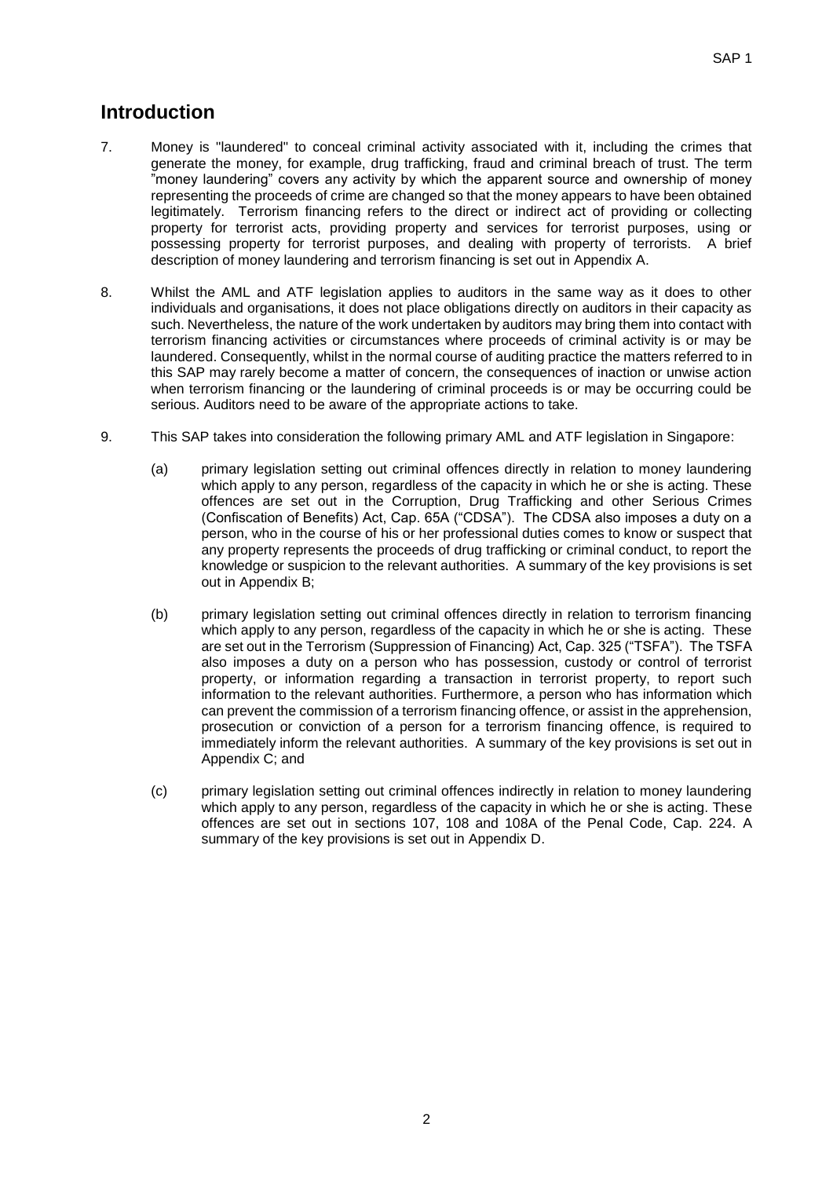## Introduction

7. Money is "laundered" to conceal criminal activity associated with it, including the crimes that generate the money, for example, drug trafficking, fraud and criminal breach of trust. The term "money laundering" covers any activity by which the apparent source and ownership of money representing the proceeds of crime are changed so that the money appears to have been obtained legitimately. Terrorism financing refers to the direct or indirect act of providing or collecting property for terrorist acts, providing property and services for terrorist purposes, using or possessing property for terrorist purposes, and dealing with property of terrorists. A brief description of money laundering and terrorism financing is set out in Appendix A.

8. Whilst the AML and ATF legislation applies to auditors in the same way as it does to other individuals and organisations, it does not place obligations directly on auditors in their capacity as such. Nevertheless, the nature of the work undertaken by auditors may bring them into contact with terrorism financing activities or circumstances where proceeds of criminal activity is or may be laundered. Consequently, whilst in the normal course of auditing practice the matters referred to in this SAP may rarely become a matter of concern, the consequences of inaction or unwise action when terrorism financing or the laundering of criminal proceeds is or may be occurring could be serious. Auditors need to be aware of the appropriate actions to take.

9. This SAP takes into consideration the following primary AML and ATF legislation in Singapore:

   (a) primary legislation setting out criminal offences directly in relation to money laundering which apply to any person, regardless of the capacity in which he or she is acting. These offences are set out in the Corruption, Drug Trafficking and other Serious Crimes (Confiscation of Benefits) Act, Cap. 65A ("CDSA"). The CDSA also imposes a duty on a person, who in the course of his or her professional duties comes to know or suspect that any property represents the proceeds of drug trafficking or criminal conduct, to report the knowledge or suspicion to the relevant authorities. A summary of the key provisions is set out in Appendix B;

   (b) primary legislation setting out criminal offences directly in relation to terrorism financing which apply to any person, regardless of the capacity in which he or she is acting. These are set out in the Terrorism (Suppression of Financing) Act, Cap. 325 ("TSFA"). The TSFA also imposes a duty on a person who has possession, custody or control of terrorist property, or information regarding a transaction in terrorist property, to report such information to the relevant authorities. Furthermore, a person who has information which can prevent the commission of a terrorism financing offence, or assist in the apprehension, prosecution or conviction of a person for a terrorism financing offence, is required to immediately inform the relevant authorities. A summary of the key provisions is set out in Appendix C; and

   (c) primary legislation setting out criminal offences indirectly in relation to money laundering which apply to any person, regardless of the capacity in which he or she is acting. These offences are set out in sections 107, 108 and 108A of the Penal Code, Cap. 224. A summary of the key provisions is set out in Appendix D.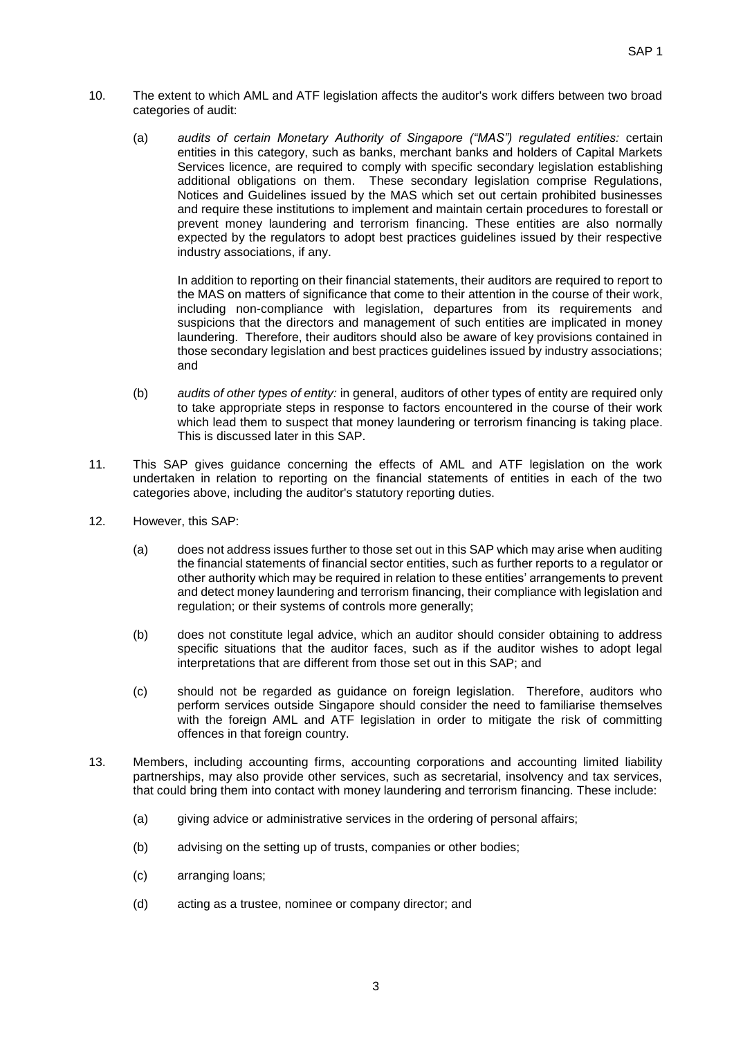10. The extent to which AML and ATF legislation affects the auditor's work differs between two broad categories of audit:

    (a) *audits of certain Monetary Authority of Singapore ("MAS") regulated entities:* certain entities in this category, such as banks, merchant banks and holders of Capital Markets Services licence, are required to comply with specific secondary legislation establishing additional obligations on them. These secondary legislation comprise Regulations, Notices and Guidelines issued by the MAS which set out certain prohibited businesses and require these institutions to implement and maintain certain procedures to forestall or prevent money laundering and terrorism financing. These entities are also normally expected by the regulators to adopt best practices guidelines issued by their respective industry associations, if any.

        In addition to reporting on their financial statements, their auditors are required to report to the MAS on matters of significance that come to their attention in the course of their work, including non-compliance with legislation, departures from its requirements and suspicions that the directors and management of such entities are implicated in money laundering. Therefore, their auditors should also be aware of key provisions contained in those secondary legislation and best practices guidelines issued by industry associations; and

    (b) *audits of other types of entity:* in general, auditors of other types of entity are required only to take appropriate steps in response to factors encountered in the course of their work which lead them to suspect that money laundering or terrorism financing is taking place. This is discussed later in this SAP.

11. This SAP gives guidance concerning the effects of AML and ATF legislation on the work undertaken in relation to reporting on the financial statements of entities in each of the two categories above, including the auditor's statutory reporting duties.

12. However, this SAP:

    (a) does not address issues further to those set out in this SAP which may arise when auditing the financial statements of financial sector entities, such as further reports to a regulator or other authority which may be required in relation to these entities' arrangements to prevent and detect money laundering and terrorism financing, their compliance with legislation and regulation; or their systems of controls more generally;

    (b) does not constitute legal advice, which an auditor should consider obtaining to address specific situations that the auditor faces, such as if the auditor wishes to adopt legal interpretations that are different from those set out in this SAP; and

    (c) should not be regarded as guidance on foreign legislation. Therefore, auditors who perform services outside Singapore should consider the need to familiarise themselves with the foreign AML and ATF legislation in order to mitigate the risk of committing offences in that foreign country.

13. Members, including accounting firms, accounting corporations and accounting limited liability partnerships, may also provide other services, such as secretarial, insolvency and tax services, that could bring them into contact with money laundering and terrorism financing. These include:

    (a) giving advice or administrative services in the ordering of personal affairs;

    (b) advising on the setting up of trusts, companies or other bodies;

    (c) arranging loans;

    (d) acting as a trustee, nominee or company director; and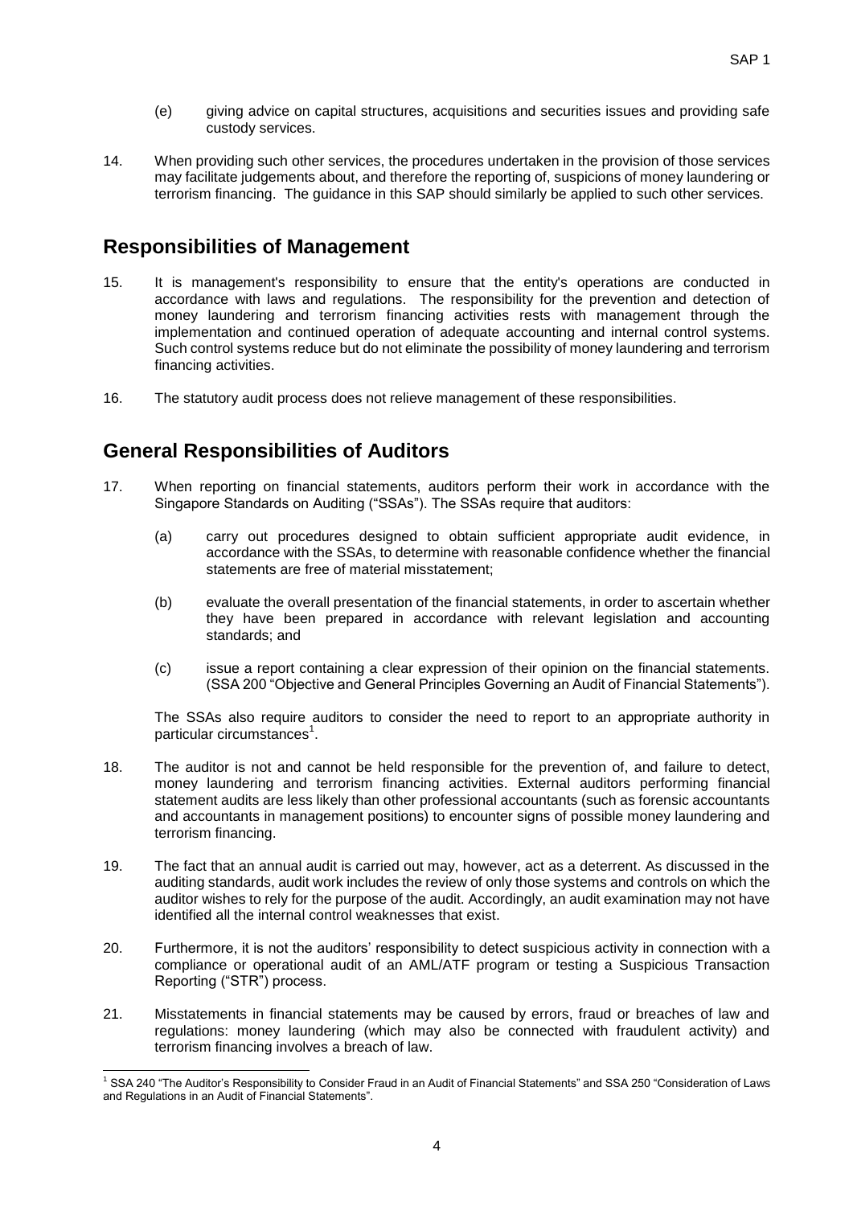(e) giving advice on capital structures, acquisitions and securities issues and providing safe custody services.

14. When providing such other services, the procedures undertaken in the provision of those services may facilitate judgements about, and therefore the reporting of, suspicions of money laundering or terrorism financing. The guidance in this SAP should similarly be applied to such other services.

## Responsibilities of Management

15. It is management's responsibility to ensure that the entity's operations are conducted in accordance with laws and regulations. The responsibility for the prevention and detection of money laundering and terrorism financing activities rests with management through the implementation and continued operation of adequate accounting and internal control systems. Such control systems reduce but do not eliminate the possibility of money laundering and terrorism financing activities.

16. The statutory audit process does not relieve management of these responsibilities.

## General Responsibilities of Auditors

17. When reporting on financial statements, auditors perform their work in accordance with the Singapore Standards on Auditing ("SSAs"). The SSAs require that auditors:

    (a) carry out procedures designed to obtain sufficient appropriate audit evidence, in accordance with the SSAs, to determine with reasonable confidence whether the financial statements are free of material misstatement;

    (b) evaluate the overall presentation of the financial statements, in order to ascertain whether they have been prepared in accordance with relevant legislation and accounting standards; and

    (c) issue a report containing a clear expression of their opinion on the financial statements. (SSA 200 "Objective and General Principles Governing an Audit of Financial Statements").

    The SSAs also require auditors to consider the need to report to an appropriate authority in particular circumstances[1].

18. The auditor is not and cannot be held responsible for the prevention of, and failure to detect, money laundering and terrorism financing activities. External auditors performing financial statement audits are less likely than other professional accountants (such as forensic accountants and accountants in management positions) to encounter signs of possible money laundering and terrorism financing.

19. The fact that an annual audit is carried out may, however, act as a deterrent. As discussed in the auditing standards, audit work includes the review of only those systems and controls on which the auditor wishes to rely for the purpose of the audit. Accordingly, an audit examination may not have identified all the internal control weaknesses that exist.

20. Furthermore, it is not the auditors' responsibility to detect suspicious activity in connection with a compliance or operational audit of an AML/ATF program or testing a Suspicious Transaction Reporting ("STR") process.

21. Misstatements in financial statements may be caused by errors, fraud or breaches of law and regulations: money laundering (which may also be connected with fraudulent activity) and terrorism financing involves a breach of law.

---

[1] SSA 240 "The Auditor's Responsibility to Consider Fraud in an Audit of Financial Statements" and SSA 250 "Consideration of Laws and Regulations in an Audit of Financial Statements".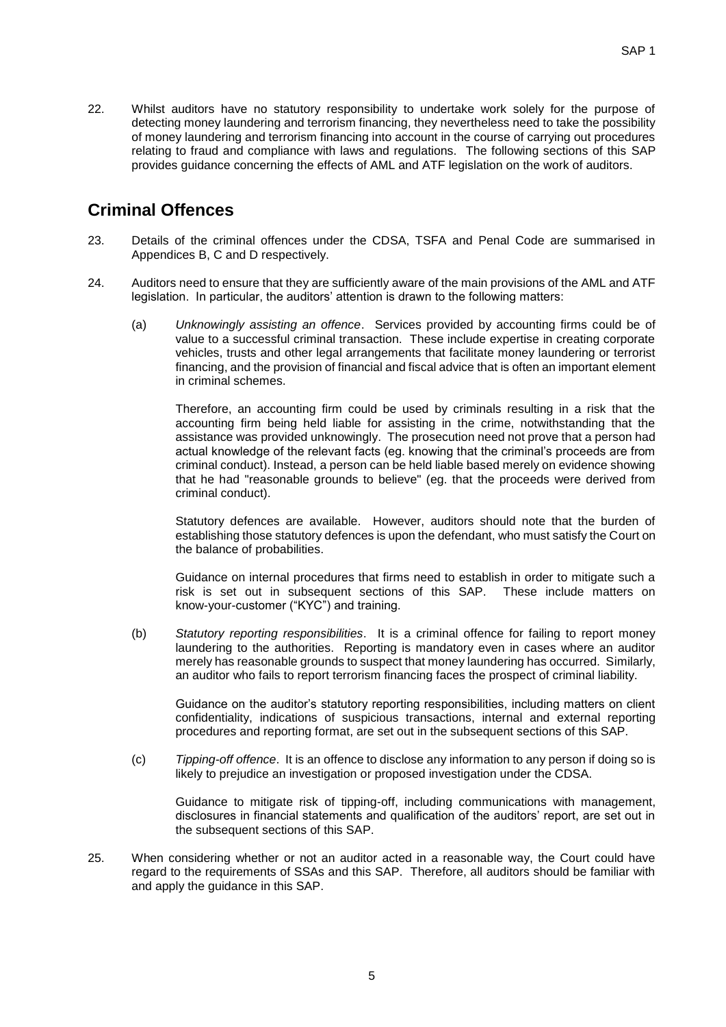22. Whilst auditors have no statutory responsibility to undertake work solely for the purpose of detecting money laundering and terrorism financing, they nevertheless need to take the possibility of money laundering and terrorism financing into account in the course of carrying out procedures relating to fraud and compliance with laws and regulations. The following sections of this SAP provides guidance concerning the effects of AML and ATF legislation on the work of auditors.

## Criminal Offences

23. Details of the criminal offences under the CDSA, TSFA and Penal Code are summarised in Appendices B, C and D respectively.

24. Auditors need to ensure that they are sufficiently aware of the main provisions of the AML and ATF legislation. In particular, the auditors' attention is drawn to the following matters:

    (a) *Unknowingly assisting an offence*. Services provided by accounting firms could be of value to a successful criminal transaction. These include expertise in creating corporate vehicles, trusts and other legal arrangements that facilitate money laundering or terrorist financing, and the provision of financial and fiscal advice that is often an important element in criminal schemes.

    Therefore, an accounting firm could be used by criminals resulting in a risk that the accounting firm being held liable for assisting in the crime, notwithstanding that the assistance was provided unknowingly. The prosecution need not prove that a person had actual knowledge of the relevant facts (eg. knowing that the criminal's proceeds are from criminal conduct). Instead, a person can be held liable based merely on evidence showing that he had "reasonable grounds to believe" (eg. that the proceeds were derived from criminal conduct).

    Statutory defences are available. However, auditors should note that the burden of establishing those statutory defences is upon the defendant, who must satisfy the Court on the balance of probabilities.

    Guidance on internal procedures that firms need to establish in order to mitigate such a risk is set out in subsequent sections of this SAP. These include matters on know-your-customer ("KYC") and training.

    (b) *Statutory reporting responsibilities*. It is a criminal offence for failing to report money laundering to the authorities. Reporting is mandatory even in cases where an auditor merely has reasonable grounds to suspect that money laundering has occurred. Similarly, an auditor who fails to report terrorism financing faces the prospect of criminal liability.

    Guidance on the auditor's statutory reporting responsibilities, including matters on client confidentiality, indications of suspicious transactions, internal and external reporting procedures and reporting format, are set out in the subsequent sections of this SAP.

    (c) *Tipping-off offence*. It is an offence to disclose any information to any person if doing so is likely to prejudice an investigation or proposed investigation under the CDSA.

    Guidance to mitigate risk of tipping-off, including communications with management, disclosures in financial statements and qualification of the auditors' report, are set out in the subsequent sections of this SAP.

25. When considering whether or not an auditor acted in a reasonable way, the Court could have regard to the requirements of SSAs and this SAP. Therefore, all auditors should be familiar with and apply the guidance in this SAP.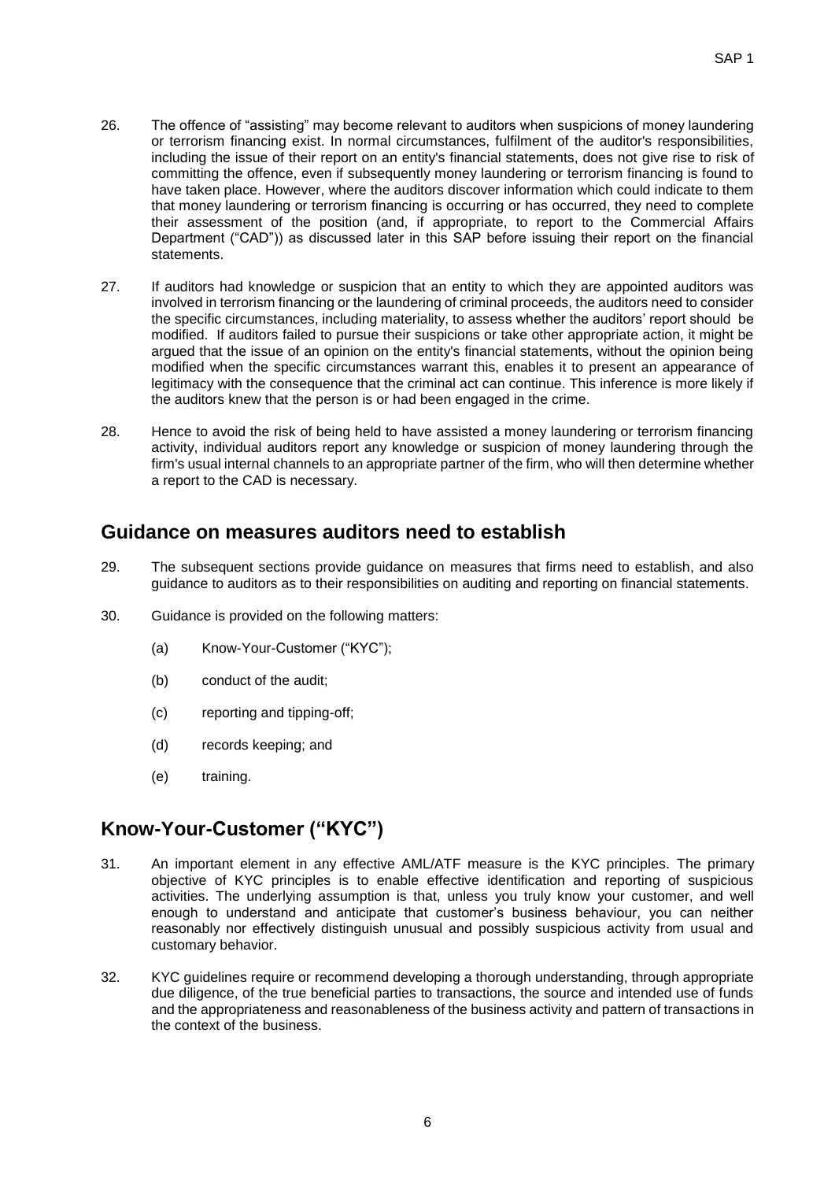26. The offence of "assisting" may become relevant to auditors when suspicions of money laundering or terrorism financing exist. In normal circumstances, fulfilment of the auditor's responsibilities, including the issue of their report on an entity's financial statements, does not give rise to risk of committing the offence, even if subsequently money laundering or terrorism financing is found to have taken place. However, where the auditors discover information which could indicate to them that money laundering or terrorism financing is occurring or has occurred, they need to complete their assessment of the position (and, if appropriate, to report to the Commercial Affairs Department ("CAD")) as discussed later in this SAP before issuing their report on the financial statements.

27. If auditors had knowledge or suspicion that an entity to which they are appointed auditors was involved in terrorism financing or the laundering of criminal proceeds, the auditors need to consider the specific circumstances, including materiality, to assess whether the auditors' report should be modified. If auditors failed to pursue their suspicions or take other appropriate action, it might be argued that the issue of an opinion on the entity's financial statements, without the opinion being modified when the specific circumstances warrant this, enables it to present an appearance of legitimacy with the consequence that the criminal act can continue. This inference is more likely if the auditors knew that the person is or had been engaged in the crime.

28. Hence to avoid the risk of being held to have assisted a money laundering or terrorism financing activity, individual auditors report any knowledge or suspicion of money laundering through the firm's usual internal channels to an appropriate partner of the firm, who will then determine whether a report to the CAD is necessary.

## Guidance on measures auditors need to establish

29. The subsequent sections provide guidance on measures that firms need to establish, and also guidance to auditors as to their responsibilities on auditing and reporting on financial statements.

30. Guidance is provided on the following matters:

    (a) Know-Your-Customer ("KYC");

    (b) conduct of the audit;

    (c) reporting and tipping-off;

    (d) records keeping; and

    (e) training.

## Know-Your-Customer ("KYC")

31. An important element in any effective AML/ATF measure is the KYC principles. The primary objective of KYC principles is to enable effective identification and reporting of suspicious activities. The underlying assumption is that, unless you truly know your customer, and well enough to understand and anticipate that customer's business behaviour, you can neither reasonably nor effectively distinguish unusual and possibly suspicious activity from usual and customary behavior.

32. KYC guidelines require or recommend developing a thorough understanding, through appropriate due diligence, of the true beneficial parties to transactions, the source and intended use of funds and the appropriateness and reasonableness of the business activity and pattern of transactions in the context of the business.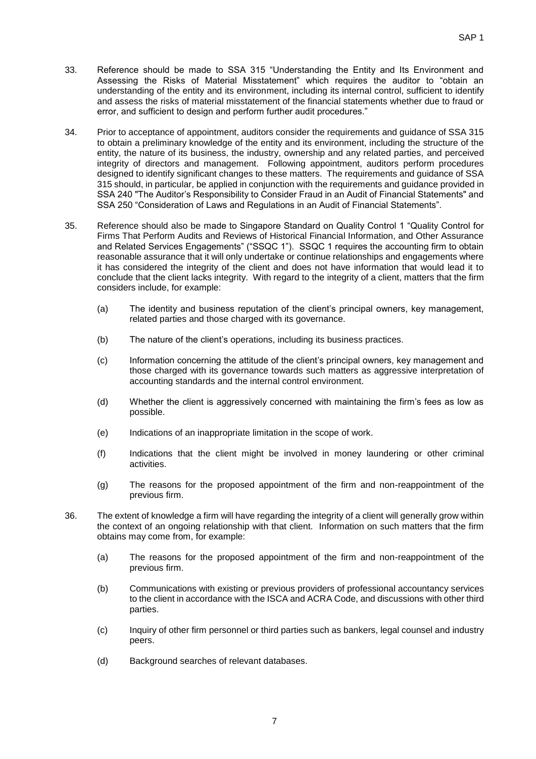33. Reference should be made to SSA 315 "Understanding the Entity and Its Environment and Assessing the Risks of Material Misstatement" which requires the auditor to "obtain an understanding of the entity and its environment, including its internal control, sufficient to identify and assess the risks of material misstatement of the financial statements whether due to fraud or error, and sufficient to design and perform further audit procedures."

34. Prior to acceptance of appointment, auditors consider the requirements and guidance of SSA 315 to obtain a preliminary knowledge of the entity and its environment, including the structure of the entity, the nature of its business, the industry, ownership and any related parties, and perceived integrity of directors and management. Following appointment, auditors perform procedures designed to identify significant changes to these matters. The requirements and guidance of SSA 315 should, in particular, be applied in conjunction with the requirements and guidance provided in SSA 240 "The Auditor's Responsibility to Consider Fraud in an Audit of Financial Statements" and SSA 250 "Consideration of Laws and Regulations in an Audit of Financial Statements".

35. Reference should also be made to Singapore Standard on Quality Control 1 "Quality Control for Firms That Perform Audits and Reviews of Historical Financial Information, and Other Assurance and Related Services Engagements" ("SSQC 1"). SSQC 1 requires the accounting firm to obtain reasonable assurance that it will only undertake or continue relationships and engagements where it has considered the integrity of the client and does not have information that would lead it to conclude that the client lacks integrity. With regard to the integrity of a client, matters that the firm considers include, for example:

    (a) The identity and business reputation of the client's principal owners, key management, related parties and those charged with its governance.

    (b) The nature of the client's operations, including its business practices.

    (c) Information concerning the attitude of the client's principal owners, key management and those charged with its governance towards such matters as aggressive interpretation of accounting standards and the internal control environment.

    (d) Whether the client is aggressively concerned with maintaining the firm's fees as low as possible.

    (e) Indications of an inappropriate limitation in the scope of work.

    (f) Indications that the client might be involved in money laundering or other criminal activities.

    (g) The reasons for the proposed appointment of the firm and non-reappointment of the previous firm.

36. The extent of knowledge a firm will have regarding the integrity of a client will generally grow within the context of an ongoing relationship with that client. Information on such matters that the firm obtains may come from, for example:

    (a) The reasons for the proposed appointment of the firm and non-reappointment of the previous firm.

    (b) Communications with existing or previous providers of professional accountancy services to the client in accordance with the ISCA and ACRA Code, and discussions with other third parties.

    (c) Inquiry of other firm personnel or third parties such as bankers, legal counsel and industry peers.

    (d) Background searches of relevant databases.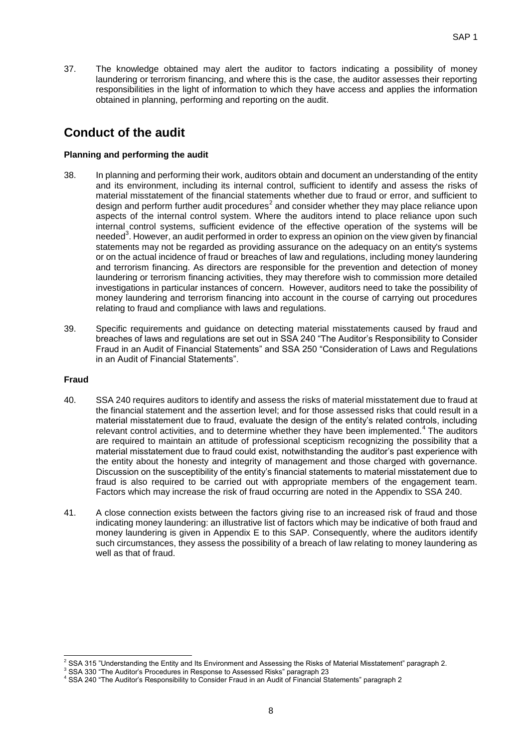37. The knowledge obtained may alert the auditor to factors indicating a possibility of money laundering or terrorism financing, and where this is the case, the auditor assesses their reporting responsibilities in the light of information to which they have access and applies the information obtained in planning, performing and reporting on the audit.

## Conduct of the audit

**Planning and performing the audit**

38. In planning and performing their work, auditors obtain and document an understanding of the entity and its environment, including its internal control, sufficient to identify and assess the risks of material misstatement of the financial statements whether due to fraud or error, and sufficient to design and perform further audit procedures[2] and consider whether they may place reliance upon aspects of the internal control system. Where the auditors intend to place reliance upon such internal control systems, sufficient evidence of the effective operation of the systems will be needed[3]. However, an audit performed in order to express an opinion on the view given by financial statements may not be regarded as providing assurance on the adequacy on an entity's systems or on the actual incidence of fraud or breaches of law and regulations, including money laundering and terrorism financing. As directors are responsible for the prevention and detection of money laundering or terrorism financing activities, they may therefore wish to commission more detailed investigations in particular instances of concern. However, auditors need to take the possibility of money laundering and terrorism financing into account in the course of carrying out procedures relating to fraud and compliance with laws and regulations.

39. Specific requirements and guidance on detecting material misstatements caused by fraud and breaches of laws and regulations are set out in SSA 240 "The Auditor's Responsibility to Consider Fraud in an Audit of Financial Statements" and SSA 250 "Consideration of Laws and Regulations in an Audit of Financial Statements".

**Fraud**

40. SSA 240 requires auditors to identify and assess the risks of material misstatement due to fraud at the financial statement and the assertion level; and for those assessed risks that could result in a material misstatement due to fraud, evaluate the design of the entity's related controls, including relevant control activities, and to determine whether they have been implemented.[4] The auditors are required to maintain an attitude of professional scepticism recognizing the possibility that a material misstatement due to fraud could exist, notwithstanding the auditor's past experience with the entity about the honesty and integrity of management and those charged with governance. Discussion on the susceptibility of the entity's financial statements to material misstatement due to fraud is also required to be carried out with appropriate members of the engagement team. Factors which may increase the risk of fraud occurring are noted in the Appendix to SSA 240.

41. A close connection exists between the factors giving rise to an increased risk of fraud and those indicating money laundering: an illustrative list of factors which may be indicative of both fraud and money laundering is given in Appendix E to this SAP. Consequently, where the auditors identify such circumstances, they assess the possibility of a breach of law relating to money laundering as well as that of fraud.

---

[2] SSA 315 "Understanding the Entity and Its Environment and Assessing the Risks of Material Misstatement" paragraph 2.

[3] SSA 330 "The Auditor's Procedures in Response to Assessed Risks" paragraph 23

[4] SSA 240 "The Auditor's Responsibility to Consider Fraud in an Audit of Financial Statements" paragraph 2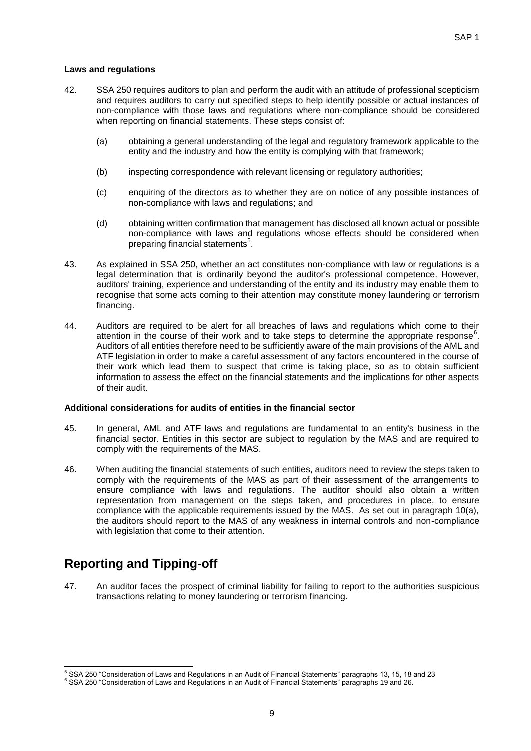**Laws and regulations**

42. SSA 250 requires auditors to plan and perform the audit with an attitude of professional scepticism and requires auditors to carry out specified steps to help identify possible or actual instances of non-compliance with those laws and regulations where non-compliance should be considered when reporting on financial statements. These steps consist of:

    (a) obtaining a general understanding of the legal and regulatory framework applicable to the entity and the industry and how the entity is complying with that framework;

    (b) inspecting correspondence with relevant licensing or regulatory authorities;

    (c) enquiring of the directors as to whether they are on notice of any possible instances of non-compliance with laws and regulations; and

    (d) obtaining written confirmation that management has disclosed all known actual or possible non-compliance with laws and regulations whose effects should be considered when preparing financial statements[5].

43. As explained in SSA 250, whether an act constitutes non-compliance with law or regulations is a legal determination that is ordinarily beyond the auditor's professional competence. However, auditors' training, experience and understanding of the entity and its industry may enable them to recognise that some acts coming to their attention may constitute money laundering or terrorism financing.

44. Auditors are required to be alert for all breaches of laws and regulations which come to their attention in the course of their work and to take steps to determine the appropriate response[6]. Auditors of all entities therefore need to be sufficiently aware of the main provisions of the AML and ATF legislation in order to make a careful assessment of any factors encountered in the course of their work which lead them to suspect that crime is taking place, so as to obtain sufficient information to assess the effect on the financial statements and the implications for other aspects of their audit.

**Additional considerations for audits of entities in the financial sector**

45. In general, AML and ATF laws and regulations are fundamental to an entity's business in the financial sector. Entities in this sector are subject to regulation by the MAS and are required to comply with the requirements of the MAS.

46. When auditing the financial statements of such entities, auditors need to review the steps taken to comply with the requirements of the MAS as part of their assessment of the arrangements to ensure compliance with laws and regulations. The auditor should also obtain a written representation from management on the steps taken, and procedures in place, to ensure compliance with the applicable requirements issued by the MAS. As set out in paragraph 10(a), the auditors should report to the MAS of any weakness in internal controls and non-compliance with legislation that come to their attention.

## Reporting and Tipping-off

47. An auditor faces the prospect of criminal liability for failing to report to the authorities suspicious transactions relating to money laundering or terrorism financing.

---

[5] SSA 250 "Consideration of Laws and Regulations in an Audit of Financial Statements" paragraphs 13, 15, 18 and 23

[6] SSA 250 "Consideration of Laws and Regulations in an Audit of Financial Statements" paragraphs 19 and 26.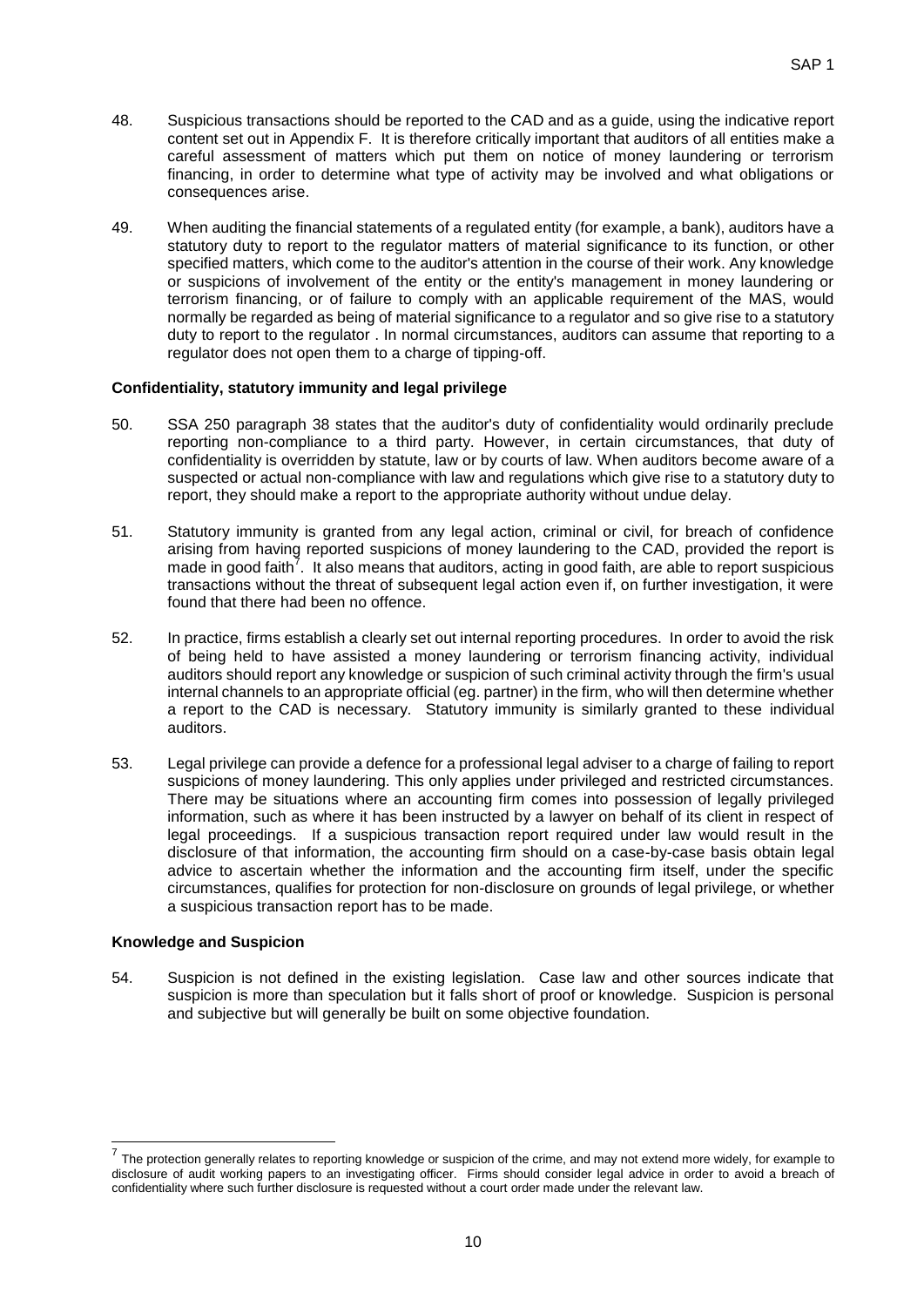48. Suspicious transactions should be reported to the CAD and as a guide, using the indicative report content set out in Appendix F. It is therefore critically important that auditors of all entities make a careful assessment of matters which put them on notice of money laundering or terrorism financing, in order to determine what type of activity may be involved and what obligations or consequences arise.

49. When auditing the financial statements of a regulated entity (for example, a bank), auditors have a statutory duty to report to the regulator matters of material significance to its function, or other specified matters, which come to the auditor's attention in the course of their work. Any knowledge or suspicions of involvement of the entity or the entity's management in money laundering or terrorism financing, or of failure to comply with an applicable requirement of the MAS, would normally be regarded as being of material significance to a regulator and so give rise to a statutory duty to report to the regulator . In normal circumstances, auditors can assume that reporting to a regulator does not open them to a charge of tipping-off.

### Confidentiality, statutory immunity and legal privilege

50. SSA 250 paragraph 38 states that the auditor's duty of confidentiality would ordinarily preclude reporting non-compliance to a third party. However, in certain circumstances, that duty of confidentiality is overridden by statute, law or by courts of law. When auditors become aware of a suspected or actual non-compliance with law and regulations which give rise to a statutory duty to report, they should make a report to the appropriate authority without undue delay.

51. Statutory immunity is granted from any legal action, criminal or civil, for breach of confidence arising from having reported suspicions of money laundering to the CAD, provided the report is made in good faith[7]. It also means that auditors, acting in good faith, are able to report suspicious transactions without the threat of subsequent legal action even if, on further investigation, it were found that there had been no offence.

52. In practice, firms establish a clearly set out internal reporting procedures. In order to avoid the risk of being held to have assisted a money laundering or terrorism financing activity, individual auditors should report any knowledge or suspicion of such criminal activity through the firm's usual internal channels to an appropriate official (eg. partner) in the firm, who will then determine whether a report to the CAD is necessary. Statutory immunity is similarly granted to these individual auditors.

53. Legal privilege can provide a defence for a professional legal adviser to a charge of failing to report suspicions of money laundering. This only applies under privileged and restricted circumstances. There may be situations where an accounting firm comes into possession of legally privileged information, such as where it has been instructed by a lawyer on behalf of its client in respect of legal proceedings. If a suspicious transaction report required under law would result in the disclosure of that information, the accounting firm should on a case-by-case basis obtain legal advice to ascertain whether the information and the accounting firm itself, under the specific circumstances, qualifies for protection for non-disclosure on grounds of legal privilege, or whether a suspicious transaction report has to be made.

### Knowledge and Suspicion

54. Suspicion is not defined in the existing legislation. Case law and other sources indicate that suspicion is more than speculation but it falls short of proof or knowledge. Suspicion is personal and subjective but will generally be built on some objective foundation.

---

[7] The protection generally relates to reporting knowledge or suspicion of the crime, and may not extend more widely, for example to disclosure of audit working papers to an investigating officer. Firms should consider legal advice in order to avoid a breach of confidentiality where such further disclosure is requested without a court order made under the relevant law.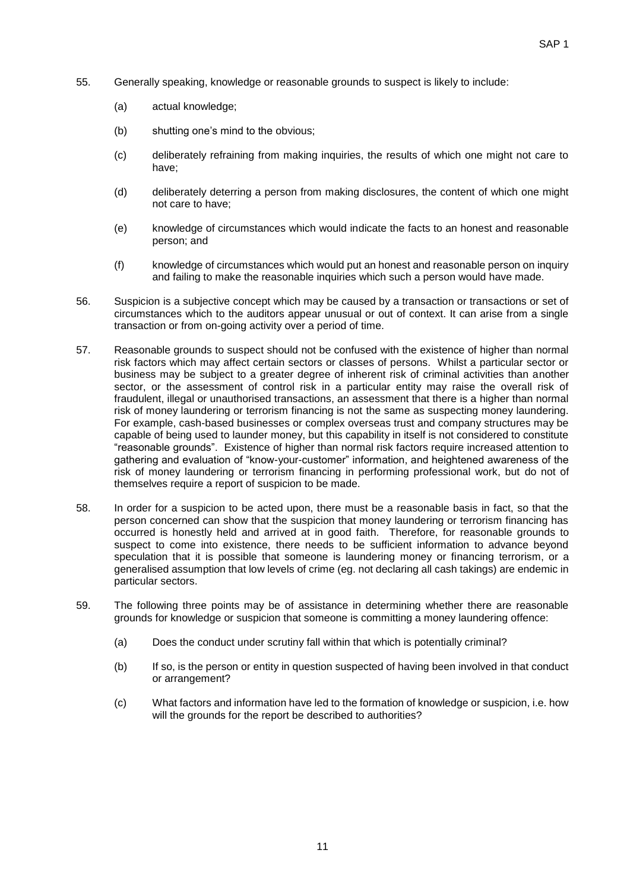55. Generally speaking, knowledge or reasonable grounds to suspect is likely to include:

    (a) actual knowledge;

    (b) shutting one's mind to the obvious;

    (c) deliberately refraining from making inquiries, the results of which one might not care to have;

    (d) deliberately deterring a person from making disclosures, the content of which one might not care to have;

    (e) knowledge of circumstances which would indicate the facts to an honest and reasonable person; and

    (f) knowledge of circumstances which would put an honest and reasonable person on inquiry and failing to make the reasonable inquiries which such a person would have made.

56. Suspicion is a subjective concept which may be caused by a transaction or transactions or set of circumstances which to the auditors appear unusual or out of context. It can arise from a single transaction or from on-going activity over a period of time.

57. Reasonable grounds to suspect should not be confused with the existence of higher than normal risk factors which may affect certain sectors or classes of persons. Whilst a particular sector or business may be subject to a greater degree of inherent risk of criminal activities than another sector, or the assessment of control risk in a particular entity may raise the overall risk of fraudulent, illegal or unauthorised transactions, an assessment that there is a higher than normal risk of money laundering or terrorism financing is not the same as suspecting money laundering. For example, cash-based businesses or complex overseas trust and company structures may be capable of being used to launder money, but this capability in itself is not considered to constitute "reasonable grounds". Existence of higher than normal risk factors require increased attention to gathering and evaluation of "know-your-customer" information, and heightened awareness of the risk of money laundering or terrorism financing in performing professional work, but do not of themselves require a report of suspicion to be made.

58. In order for a suspicion to be acted upon, there must be a reasonable basis in fact, so that the person concerned can show that the suspicion that money laundering or terrorism financing has occurred is honestly held and arrived at in good faith. Therefore, for reasonable grounds to suspect to come into existence, there needs to be sufficient information to advance beyond speculation that it is possible that someone is laundering money or financing terrorism, or a generalised assumption that low levels of crime (eg. not declaring all cash takings) are endemic in particular sectors.

59. The following three points may be of assistance in determining whether there are reasonable grounds for knowledge or suspicion that someone is committing a money laundering offence:

    (a) Does the conduct under scrutiny fall within that which is potentially criminal?

    (b) If so, is the person or entity in question suspected of having been involved in that conduct or arrangement?

    (c) What factors and information have led to the formation of knowledge or suspicion, i.e. how will the grounds for the report be described to authorities?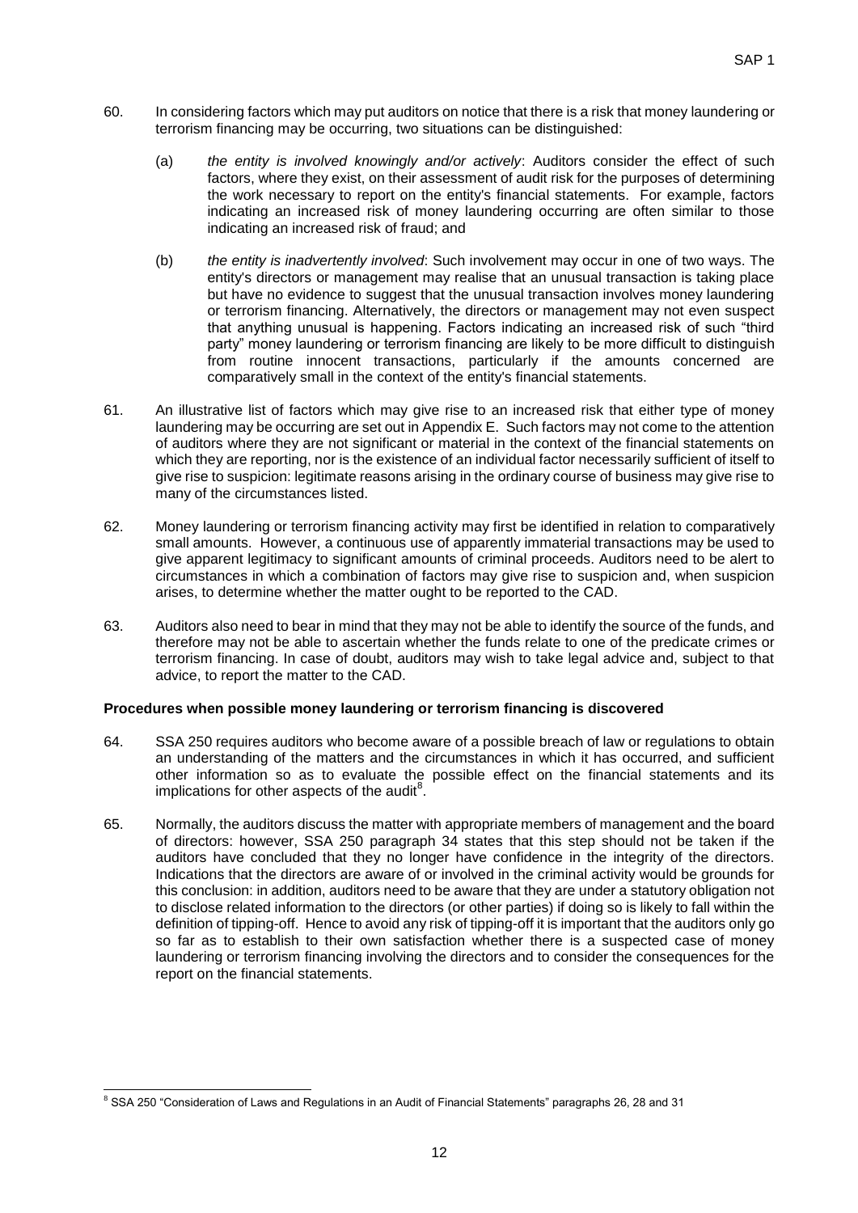60. In considering factors which may put auditors on notice that there is a risk that money laundering or terrorism financing may be occurring, two situations can be distinguished:

    (a) *the entity is involved knowingly and/or actively*: Auditors consider the effect of such factors, where they exist, on their assessment of audit risk for the purposes of determining the work necessary to report on the entity's financial statements. For example, factors indicating an increased risk of money laundering occurring are often similar to those indicating an increased risk of fraud; and

    (b) *the entity is inadvertently involved*: Such involvement may occur in one of two ways. The entity's directors or management may realise that an unusual transaction is taking place but have no evidence to suggest that the unusual transaction involves money laundering or terrorism financing. Alternatively, the directors or management may not even suspect that anything unusual is happening. Factors indicating an increased risk of such "third party" money laundering or terrorism financing are likely to be more difficult to distinguish from routine innocent transactions, particularly if the amounts concerned are comparatively small in the context of the entity's financial statements.

61. An illustrative list of factors which may give rise to an increased risk that either type of money laundering may be occurring are set out in Appendix E. Such factors may not come to the attention of auditors where they are not significant or material in the context of the financial statements on which they are reporting, nor is the existence of an individual factor necessarily sufficient of itself to give rise to suspicion: legitimate reasons arising in the ordinary course of business may give rise to many of the circumstances listed.

62. Money laundering or terrorism financing activity may first be identified in relation to comparatively small amounts. However, a continuous use of apparently immaterial transactions may be used to give apparent legitimacy to significant amounts of criminal proceeds. Auditors need to be alert to circumstances in which a combination of factors may give rise to suspicion and, when suspicion arises, to determine whether the matter ought to be reported to the CAD.

63. Auditors also need to bear in mind that they may not be able to identify the source of the funds, and therefore may not be able to ascertain whether the funds relate to one of the predicate crimes or terrorism financing. In case of doubt, auditors may wish to take legal advice and, subject to that advice, to report the matter to the CAD.

**Procedures when possible money laundering or terrorism financing is discovered**

64. SSA 250 requires auditors who become aware of a possible breach of law or regulations to obtain an understanding of the matters and the circumstances in which it has occurred, and sufficient other information so as to evaluate the possible effect on the financial statements and its implications for other aspects of the audit[8].

65. Normally, the auditors discuss the matter with appropriate members of management and the board of directors: however, SSA 250 paragraph 34 states that this step should not be taken if the auditors have concluded that they no longer have confidence in the integrity of the directors. Indications that the directors are aware of or involved in the criminal activity would be grounds for this conclusion: in addition, auditors need to be aware that they are under a statutory obligation not to disclose related information to the directors (or other parties) if doing so is likely to fall within the definition of tipping-off. Hence to avoid any risk of tipping-off it is important that the auditors only go so far as to establish to their own satisfaction whether there is a suspected case of money laundering or terrorism financing involving the directors and to consider the consequences for the report on the financial statements.

[8] SSA 250 "Consideration of Laws and Regulations in an Audit of Financial Statements" paragraphs 26, 28 and 31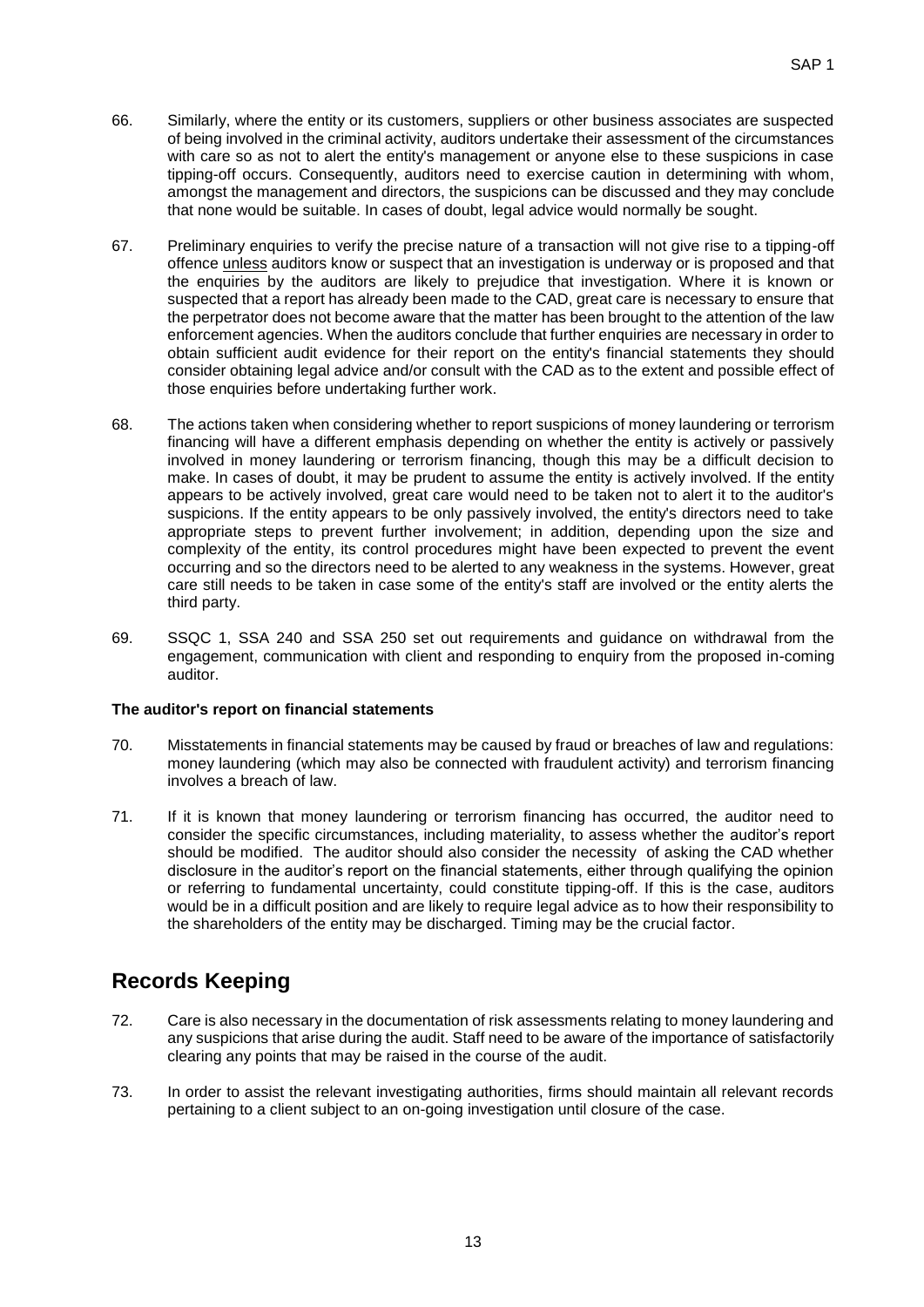66. Similarly, where the entity or its customers, suppliers or other business associates are suspected of being involved in the criminal activity, auditors undertake their assessment of the circumstances with care so as not to alert the entity's management or anyone else to these suspicions in case tipping-off occurs. Consequently, auditors need to exercise caution in determining with whom, amongst the management and directors, the suspicions can be discussed and they may conclude that none would be suitable. In cases of doubt, legal advice would normally be sought.

67. Preliminary enquiries to verify the precise nature of a transaction will not give rise to a tipping-off offence unless auditors know or suspect that an investigation is underway or is proposed and that the enquiries by the auditors are likely to prejudice that investigation. Where it is known or suspected that a report has already been made to the CAD, great care is necessary to ensure that the perpetrator does not become aware that the matter has been brought to the attention of the law enforcement agencies. When the auditors conclude that further enquiries are necessary in order to obtain sufficient audit evidence for their report on the entity's financial statements they should consider obtaining legal advice and/or consult with the CAD as to the extent and possible effect of those enquiries before undertaking further work.

68. The actions taken when considering whether to report suspicions of money laundering or terrorism financing will have a different emphasis depending on whether the entity is actively or passively involved in money laundering or terrorism financing, though this may be a difficult decision to make. In cases of doubt, it may be prudent to assume the entity is actively involved. If the entity appears to be actively involved, great care would need to be taken not to alert it to the auditor's suspicions. If the entity appears to be only passively involved, the entity's directors need to take appropriate steps to prevent further involvement; in addition, depending upon the size and complexity of the entity, its control procedures might have been expected to prevent the event occurring and so the directors need to be alerted to any weakness in the systems. However, great care still needs to be taken in case some of the entity's staff are involved or the entity alerts the third party.

69. SSQC 1, SSA 240 and SSA 250 set out requirements and guidance on withdrawal from the engagement, communication with client and responding to enquiry from the proposed in-coming auditor.

**The auditor's report on financial statements**

70. Misstatements in financial statements may be caused by fraud or breaches of law and regulations: money laundering (which may also be connected with fraudulent activity) and terrorism financing involves a breach of law.

71. If it is known that money laundering or terrorism financing has occurred, the auditor need to consider the specific circumstances, including materiality, to assess whether the auditor's report should be modified. The auditor should also consider the necessity of asking the CAD whether disclosure in the auditor's report on the financial statements, either through qualifying the opinion or referring to fundamental uncertainty, could constitute tipping-off. If this is the case, auditors would be in a difficult position and are likely to require legal advice as to how their responsibility to the shareholders of the entity may be discharged. Timing may be the crucial factor.

## Records Keeping

72. Care is also necessary in the documentation of risk assessments relating to money laundering and any suspicions that arise during the audit. Staff need to be aware of the importance of satisfactorily clearing any points that may be raised in the course of the audit.

73. In order to assist the relevant investigating authorities, firms should maintain all relevant records pertaining to a client subject to an on-going investigation until closure of the case.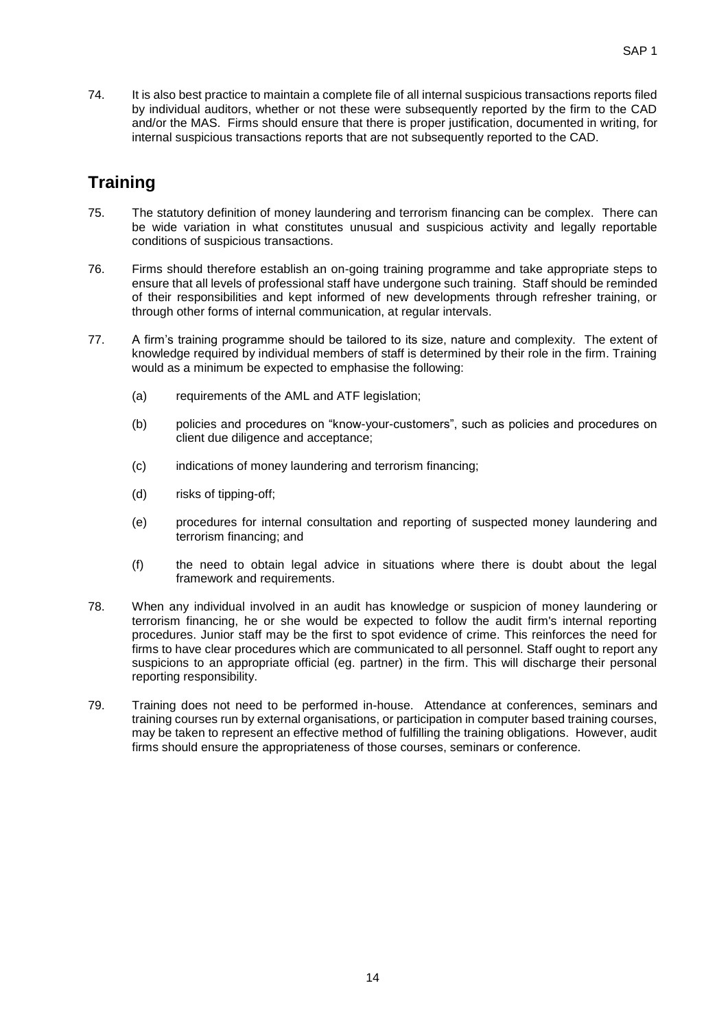74. It is also best practice to maintain a complete file of all internal suspicious transactions reports filed by individual auditors, whether or not these were subsequently reported by the firm to the CAD and/or the MAS. Firms should ensure that there is proper justification, documented in writing, for internal suspicious transactions reports that are not subsequently reported to the CAD.

## Training

75. The statutory definition of money laundering and terrorism financing can be complex. There can be wide variation in what constitutes unusual and suspicious activity and legally reportable conditions of suspicious transactions.

76. Firms should therefore establish an on-going training programme and take appropriate steps to ensure that all levels of professional staff have undergone such training. Staff should be reminded of their responsibilities and kept informed of new developments through refresher training, or through other forms of internal communication, at regular intervals.

77. A firm's training programme should be tailored to its size, nature and complexity. The extent of knowledge required by individual members of staff is determined by their role in the firm. Training would as a minimum be expected to emphasise the following:

    (a) requirements of the AML and ATF legislation;

    (b) policies and procedures on "know-your-customers", such as policies and procedures on client due diligence and acceptance;

    (c) indications of money laundering and terrorism financing;

    (d) risks of tipping-off;

    (e) procedures for internal consultation and reporting of suspected money laundering and terrorism financing; and

    (f) the need to obtain legal advice in situations where there is doubt about the legal framework and requirements.

78. When any individual involved in an audit has knowledge or suspicion of money laundering or terrorism financing, he or she would be expected to follow the audit firm's internal reporting procedures. Junior staff may be the first to spot evidence of crime. This reinforces the need for firms to have clear procedures which are communicated to all personnel. Staff ought to report any suspicions to an appropriate official (eg. partner) in the firm. This will discharge their personal reporting responsibility.

79. Training does not need to be performed in-house. Attendance at conferences, seminars and training courses run by external organisations, or participation in computer based training courses, may be taken to represent an effective method of fulfilling the training obligations. However, audit firms should ensure the appropriateness of those courses, seminars or conference.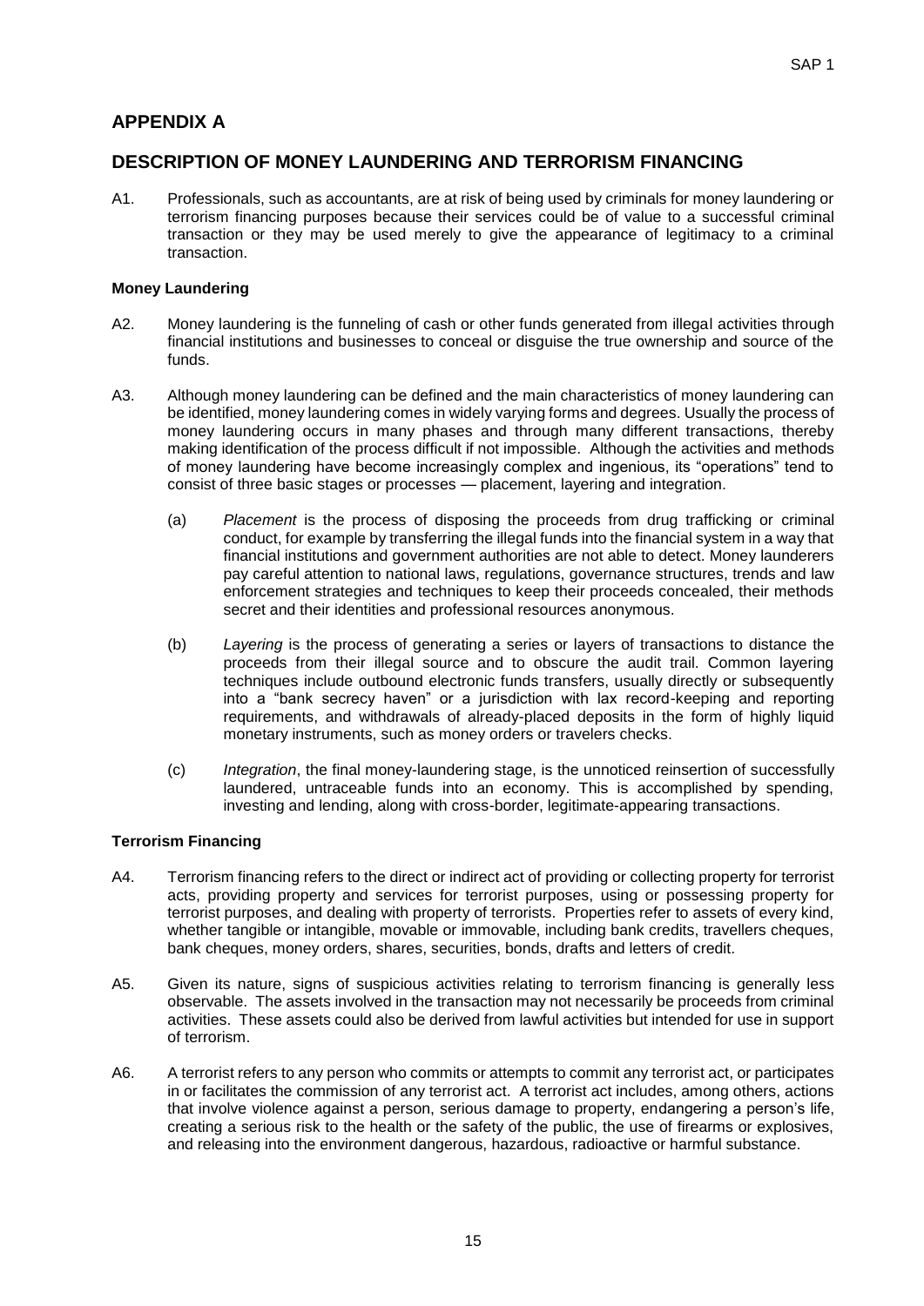## APPENDIX A

## DESCRIPTION OF MONEY LAUNDERING AND TERRORISM FINANCING

A1. Professionals, such as accountants, are at risk of being used by criminals for money laundering or terrorism financing purposes because their services could be of value to a successful criminal transaction or they may be used merely to give the appearance of legitimacy to a criminal transaction.

**Money Laundering**

A2. Money laundering is the funneling of cash or other funds generated from illegal activities through financial institutions and businesses to conceal or disguise the true ownership and source of the funds.

A3. Although money laundering can be defined and the main characteristics of money laundering can be identified, money laundering comes in widely varying forms and degrees. Usually the process of money laundering occurs in many phases and through many different transactions, thereby making identification of the process difficult if not impossible. Although the activities and methods of money laundering have become increasingly complex and ingenious, its "operations" tend to consist of three basic stages or processes — placement, layering and integration.

(a) *Placement* is the process of disposing the proceeds from drug trafficking or criminal conduct, for example by transferring the illegal funds into the financial system in a way that financial institutions and government authorities are not able to detect. Money launderers pay careful attention to national laws, regulations, governance structures, trends and law enforcement strategies and techniques to keep their proceeds concealed, their methods secret and their identities and professional resources anonymous.

(b) *Layering* is the process of generating a series or layers of transactions to distance the proceeds from their illegal source and to obscure the audit trail. Common layering techniques include outbound electronic funds transfers, usually directly or subsequently into a "bank secrecy haven" or a jurisdiction with lax record-keeping and reporting requirements, and withdrawals of already-placed deposits in the form of highly liquid monetary instruments, such as money orders or travelers checks.

(c) *Integration*, the final money-laundering stage, is the unnoticed reinsertion of successfully laundered, untraceable funds into an economy. This is accomplished by spending, investing and lending, along with cross-border, legitimate-appearing transactions.

**Terrorism Financing**

A4. Terrorism financing refers to the direct or indirect act of providing or collecting property for terrorist acts, providing property and services for terrorist purposes, using or possessing property for terrorist purposes, and dealing with property of terrorists. Properties refer to assets of every kind, whether tangible or intangible, movable or immovable, including bank credits, travellers cheques, bank cheques, money orders, shares, securities, bonds, drafts and letters of credit.

A5. Given its nature, signs of suspicious activities relating to terrorism financing is generally less observable. The assets involved in the transaction may not necessarily be proceeds from criminal activities. These assets could also be derived from lawful activities but intended for use in support of terrorism.

A6. A terrorist refers to any person who commits or attempts to commit any terrorist act, or participates in or facilitates the commission of any terrorist act. A terrorist act includes, among others, actions that involve violence against a person, serious damage to property, endangering a person's life, creating a serious risk to the health or the safety of the public, the use of firearms or explosives, and releasing into the environment dangerous, hazardous, radioactive or harmful substance.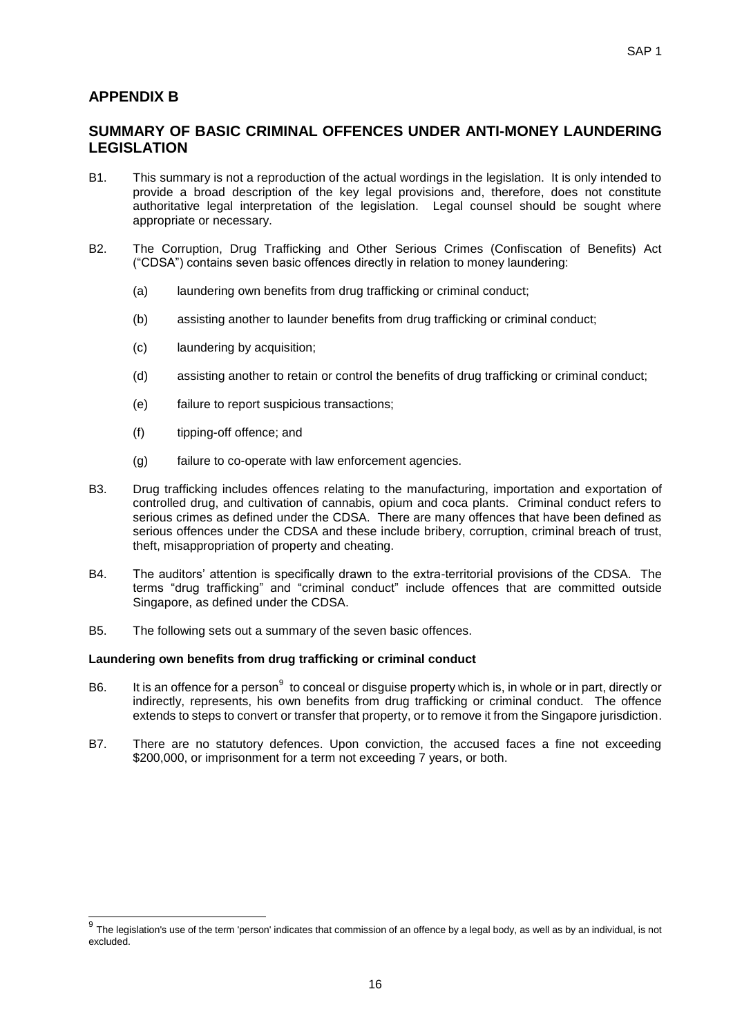## APPENDIX B

## SUMMARY OF BASIC CRIMINAL OFFENCES UNDER ANTI-MONEY LAUNDERING LEGISLATION

B1. This summary is not a reproduction of the actual wordings in the legislation. It is only intended to provide a broad description of the key legal provisions and, therefore, does not constitute authoritative legal interpretation of the legislation. Legal counsel should be sought where appropriate or necessary.

B2. The Corruption, Drug Trafficking and Other Serious Crimes (Confiscation of Benefits) Act ("CDSA") contains seven basic offences directly in relation to money laundering:

(a) laundering own benefits from drug trafficking or criminal conduct;

(b) assisting another to launder benefits from drug trafficking or criminal conduct;

(c) laundering by acquisition;

(d) assisting another to retain or control the benefits of drug trafficking or criminal conduct;

(e) failure to report suspicious transactions;

(f) tipping-off offence; and

(g) failure to co-operate with law enforcement agencies.

B3. Drug trafficking includes offences relating to the manufacturing, importation and exportation of controlled drug, and cultivation of cannabis, opium and coca plants. Criminal conduct refers to serious crimes as defined under the CDSA. There are many offences that have been defined as serious offences under the CDSA and these include bribery, corruption, criminal breach of trust, theft, misappropriation of property and cheating.

B4. The auditors' attention is specifically drawn to the extra-territorial provisions of the CDSA. The terms "drug trafficking" and "criminal conduct" include offences that are committed outside Singapore, as defined under the CDSA.

B5. The following sets out a summary of the seven basic offences.

**Laundering own benefits from drug trafficking or criminal conduct**

B6. It is an offence for a person[9] to conceal or disguise property which is, in whole or in part, directly or indirectly, represents, his own benefits from drug trafficking or criminal conduct. The offence extends to steps to convert or transfer that property, or to remove it from the Singapore jurisdiction.

B7. There are no statutory defences. Upon conviction, the accused faces a fine not exceeding \$200,000, or imprisonment for a term not exceeding 7 years, or both.

[9] The legislation's use of the term 'person' indicates that commission of an offence by a legal body, as well as by an individual, is not excluded.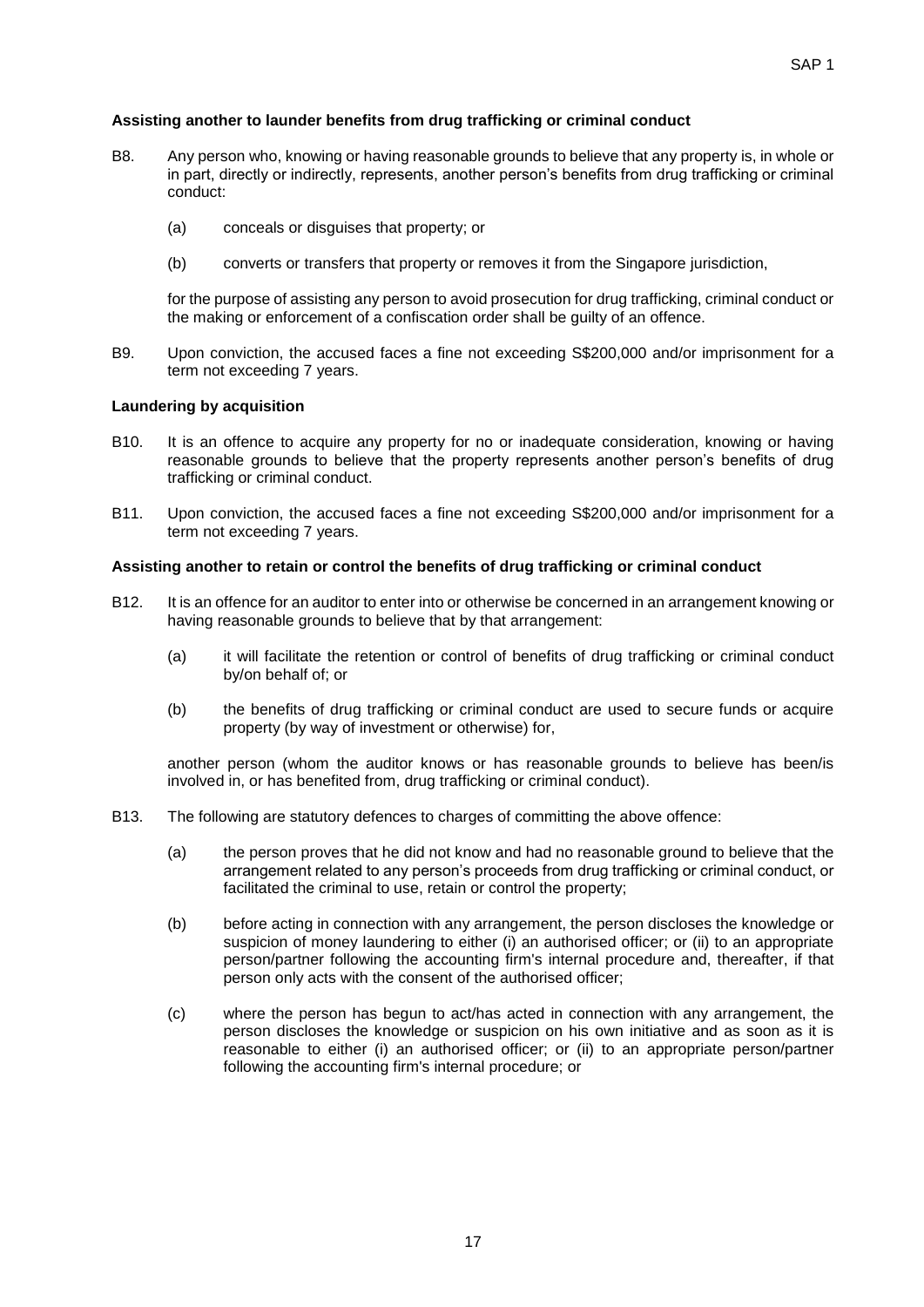**Assisting another to launder benefits from drug trafficking or criminal conduct**

B8. Any person who, knowing or having reasonable grounds to believe that any property is, in whole or in part, directly or indirectly, represents, another person's benefits from drug trafficking or criminal conduct:

(a) conceals or disguises that property; or

(b) converts or transfers that property or removes it from the Singapore jurisdiction,

for the purpose of assisting any person to avoid prosecution for drug trafficking, criminal conduct or the making or enforcement of a confiscation order shall be guilty of an offence.

B9. Upon conviction, the accused faces a fine not exceeding S$200,000 and/or imprisonment for a term not exceeding 7 years.

**Laundering by acquisition**

B10. It is an offence to acquire any property for no or inadequate consideration, knowing or having reasonable grounds to believe that the property represents another person's benefits of drug trafficking or criminal conduct.

B11. Upon conviction, the accused faces a fine not exceeding S$200,000 and/or imprisonment for a term not exceeding 7 years.

**Assisting another to retain or control the benefits of drug trafficking or criminal conduct**

B12. It is an offence for an auditor to enter into or otherwise be concerned in an arrangement knowing or having reasonable grounds to believe that by that arrangement:

(a) it will facilitate the retention or control of benefits of drug trafficking or criminal conduct by/on behalf of; or

(b) the benefits of drug trafficking or criminal conduct are used to secure funds or acquire property (by way of investment or otherwise) for,

another person (whom the auditor knows or has reasonable grounds to believe has been/is involved in, or has benefited from, drug trafficking or criminal conduct).

B13. The following are statutory defences to charges of committing the above offence:

(a) the person proves that he did not know and had no reasonable ground to believe that the arrangement related to any person's proceeds from drug trafficking or criminal conduct, or facilitated the criminal to use, retain or control the property;

(b) before acting in connection with any arrangement, the person discloses the knowledge or suspicion of money laundering to either (i) an authorised officer; or (ii) to an appropriate person/partner following the accounting firm's internal procedure and, thereafter, if that person only acts with the consent of the authorised officer;

(c) where the person has begun to act/has acted in connection with any arrangement, the person discloses the knowledge or suspicion on his own initiative and as soon as it is reasonable to either (i) an authorised officer; or (ii) to an appropriate person/partner following the accounting firm's internal procedure; or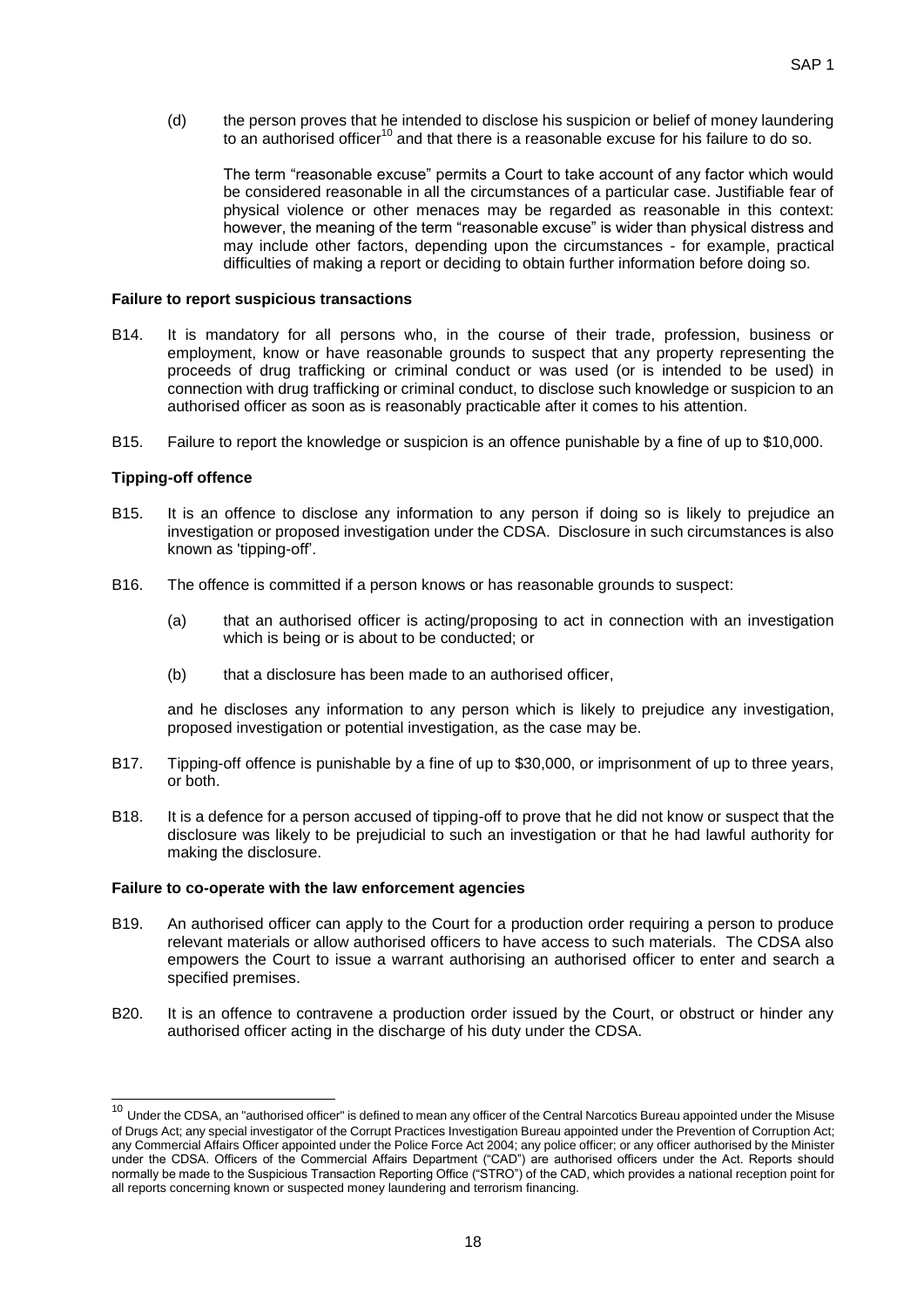(d) the person proves that he intended to disclose his suspicion or belief of money laundering to an authorised officer[10] and that there is a reasonable excuse for his failure to do so.

The term "reasonable excuse" permits a Court to take account of any factor which would be considered reasonable in all the circumstances of a particular case. Justifiable fear of physical violence or other menaces may be regarded as reasonable in this context: however, the meaning of the term "reasonable excuse" is wider than physical distress and may include other factors, depending upon the circumstances - for example, practical difficulties of making a report or deciding to obtain further information before doing so.

**Failure to report suspicious transactions**

B14. It is mandatory for all persons who, in the course of their trade, profession, business or employment, know or have reasonable grounds to suspect that any property representing the proceeds of drug trafficking or criminal conduct or was used (or is intended to be used) in connection with drug trafficking or criminal conduct, to disclose such knowledge or suspicion to an authorised officer as soon as is reasonably practicable after it comes to his attention.

B15. Failure to report the knowledge or suspicion is an offence punishable by a fine of up to $10,000.

**Tipping-off offence**

B15. It is an offence to disclose any information to any person if doing so is likely to prejudice an investigation or proposed investigation under the CDSA. Disclosure in such circumstances is also known as 'tipping-off'.

B16. The offence is committed if a person knows or has reasonable grounds to suspect:

(a) that an authorised officer is acting/proposing to act in connection with an investigation which is being or is about to be conducted; or

(b) that a disclosure has been made to an authorised officer,

and he discloses any information to any person which is likely to prejudice any investigation, proposed investigation or potential investigation, as the case may be.

B17. Tipping-off offence is punishable by a fine of up to $30,000, or imprisonment of up to three years, or both.

B18. It is a defence for a person accused of tipping-off to prove that he did not know or suspect that the disclosure was likely to be prejudicial to such an investigation or that he had lawful authority for making the disclosure.

**Failure to co-operate with the law enforcement agencies**

B19. An authorised officer can apply to the Court for a production order requiring a person to produce relevant materials or allow authorised officers to have access to such materials. The CDSA also empowers the Court to issue a warrant authorising an authorised officer to enter and search a specified premises.

B20. It is an offence to contravene a production order issued by the Court, or obstruct or hinder any authorised officer acting in the discharge of his duty under the CDSA.

---

[10] Under the CDSA, an "authorised officer" is defined to mean any officer of the Central Narcotics Bureau appointed under the Misuse of Drugs Act; any special investigator of the Corrupt Practices Investigation Bureau appointed under the Prevention of Corruption Act; any Commercial Affairs Officer appointed under the Police Force Act 2004; any police officer; or any officer authorised by the Minister under the CDSA. Officers of the Commercial Affairs Department ("CAD") are authorised officers under the Act. Reports should normally be made to the Suspicious Transaction Reporting Office ("STRO") of the CAD, which provides a national reception point for all reports concerning known or suspected money laundering and terrorism financing.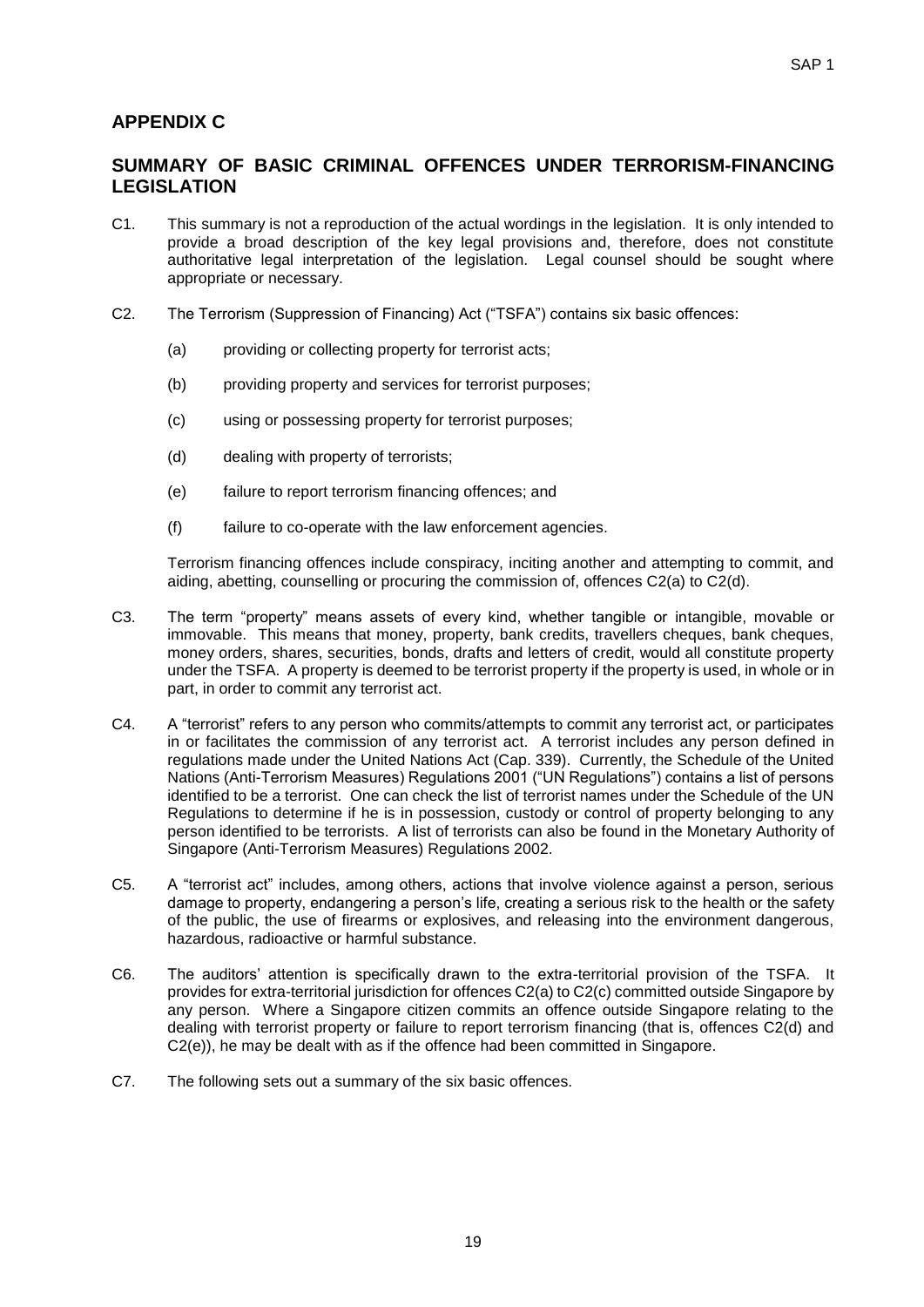## APPENDIX C

## SUMMARY OF BASIC CRIMINAL OFFENCES UNDER TERRORISM-FINANCING LEGISLATION

C1. This summary is not a reproduction of the actual wordings in the legislation. It is only intended to provide a broad description of the key legal provisions and, therefore, does not constitute authoritative legal interpretation of the legislation. Legal counsel should be sought where appropriate or necessary.

C2. The Terrorism (Suppression of Financing) Act ("TSFA") contains six basic offences:

(a) providing or collecting property for terrorist acts;

(b) providing property and services for terrorist purposes;

(c) using or possessing property for terrorist purposes;

(d) dealing with property of terrorists;

(e) failure to report terrorism financing offences; and

(f) failure to co-operate with the law enforcement agencies.

Terrorism financing offences include conspiracy, inciting another and attempting to commit, and aiding, abetting, counselling or procuring the commission of, offences C2(a) to C2(d).

C3. The term "property" means assets of every kind, whether tangible or intangible, movable or immovable. This means that money, property, bank credits, travellers cheques, bank cheques, money orders, shares, securities, bonds, drafts and letters of credit, would all constitute property under the TSFA. A property is deemed to be terrorist property if the property is used, in whole or in part, in order to commit any terrorist act.

C4. A "terrorist" refers to any person who commits/attempts to commit any terrorist act, or participates in or facilitates the commission of any terrorist act. A terrorist includes any person defined in regulations made under the United Nations Act (Cap. 339). Currently, the Schedule of the United Nations (Anti-Terrorism Measures) Regulations 2001 ("UN Regulations") contains a list of persons identified to be a terrorist. One can check the list of terrorist names under the Schedule of the UN Regulations to determine if he is in possession, custody or control of property belonging to any person identified to be terrorists. A list of terrorists can also be found in the Monetary Authority of Singapore (Anti-Terrorism Measures) Regulations 2002.

C5. A "terrorist act" includes, among others, actions that involve violence against a person, serious damage to property, endangering a person's life, creating a serious risk to the health or the safety of the public, the use of firearms or explosives, and releasing into the environment dangerous, hazardous, radioactive or harmful substance.

C6. The auditors' attention is specifically drawn to the extra-territorial provision of the TSFA. It provides for extra-territorial jurisdiction for offences C2(a) to C2(c) committed outside Singapore by any person. Where a Singapore citizen commits an offence outside Singapore relating to the dealing with terrorist property or failure to report terrorism financing (that is, offences C2(d) and C2(e)), he may be dealt with as if the offence had been committed in Singapore.

C7. The following sets out a summary of the six basic offences.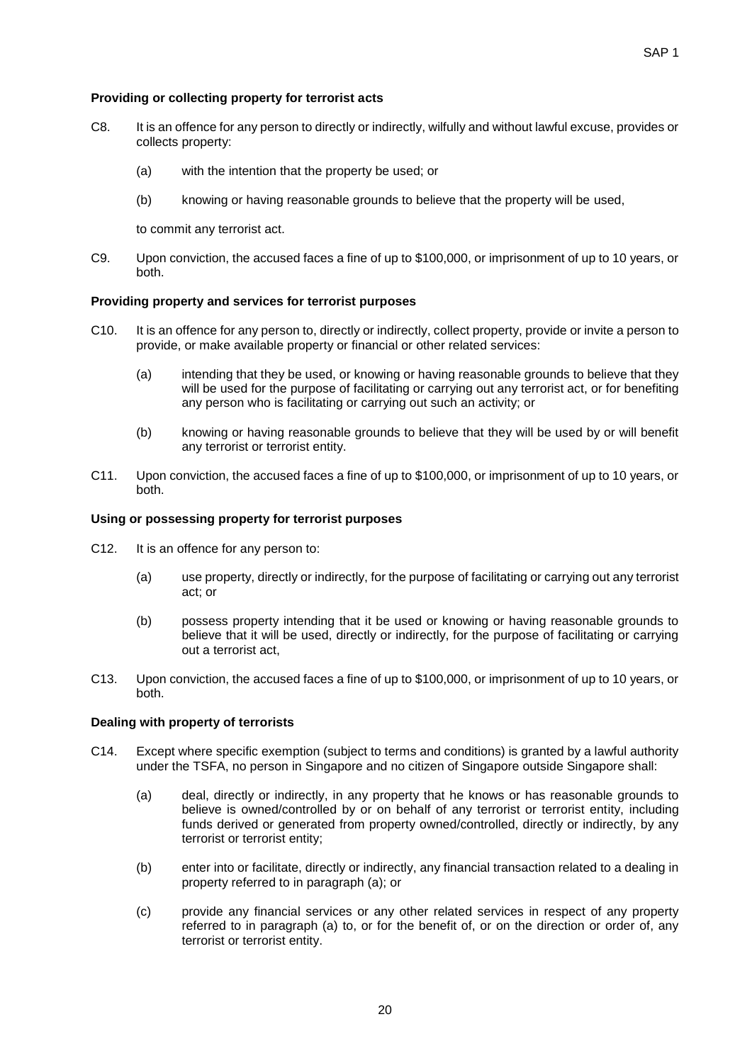**Providing or collecting property for terrorist acts**

C8. It is an offence for any person to directly or indirectly, wilfully and without lawful excuse, provides or collects property:

- (a) with the intention that the property be used; or
- (b) knowing or having reasonable grounds to believe that the property will be used,

to commit any terrorist act.

C9. Upon conviction, the accused faces a fine of up to $100,000, or imprisonment of up to 10 years, or both.

**Providing property and services for terrorist purposes**

C10. It is an offence for any person to, directly or indirectly, collect property, provide or invite a person to provide, or make available property or financial or other related services:

- (a) intending that they be used, or knowing or having reasonable grounds to believe that they will be used for the purpose of facilitating or carrying out any terrorist act, or for benefiting any person who is facilitating or carrying out such an activity; or
- (b) knowing or having reasonable grounds to believe that they will be used by or will benefit any terrorist or terrorist entity.

C11. Upon conviction, the accused faces a fine of up to $100,000, or imprisonment of up to 10 years, or both.

**Using or possessing property for terrorist purposes**

C12. It is an offence for any person to:

- (a) use property, directly or indirectly, for the purpose of facilitating or carrying out any terrorist act; or
- (b) possess property intending that it be used or knowing or having reasonable grounds to believe that it will be used, directly or indirectly, for the purpose of facilitating or carrying out a terrorist act,

C13. Upon conviction, the accused faces a fine of up to $100,000, or imprisonment of up to 10 years, or both.

**Dealing with property of terrorists**

C14. Except where specific exemption (subject to terms and conditions) is granted by a lawful authority under the TSFA, no person in Singapore and no citizen of Singapore outside Singapore shall:

- (a) deal, directly or indirectly, in any property that he knows or has reasonable grounds to believe is owned/controlled by or on behalf of any terrorist or terrorist entity, including funds derived or generated from property owned/controlled, directly or indirectly, by any terrorist or terrorist entity;
- (b) enter into or facilitate, directly or indirectly, any financial transaction related to a dealing in property referred to in paragraph (a); or
- (c) provide any financial services or any other related services in respect of any property referred to in paragraph (a) to, or for the benefit of, or on the direction or order of, any terrorist or terrorist entity.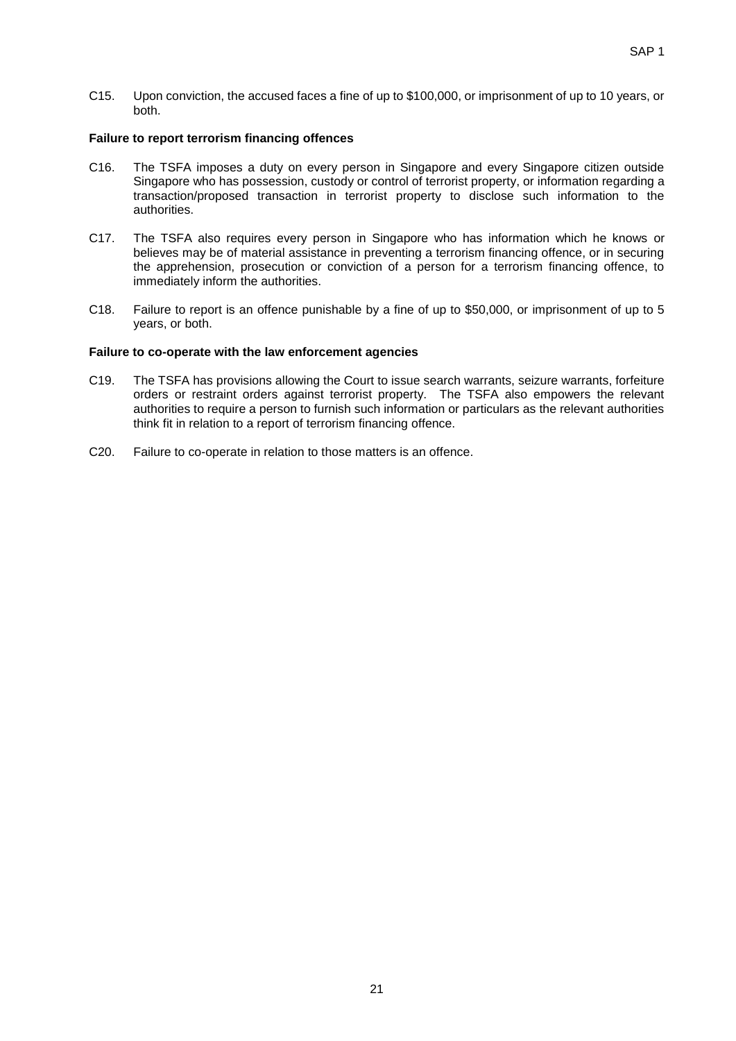C15. Upon conviction, the accused faces a fine of up to $100,000, or imprisonment of up to 10 years, or both.

**Failure to report terrorism financing offences**

C16. The TSFA imposes a duty on every person in Singapore and every Singapore citizen outside Singapore who has possession, custody or control of terrorist property, or information regarding a transaction/proposed transaction in terrorist property to disclose such information to the authorities.

C17. The TSFA also requires every person in Singapore who has information which he knows or believes may be of material assistance in preventing a terrorism financing offence, or in securing the apprehension, prosecution or conviction of a person for a terrorism financing offence, to immediately inform the authorities.

C18. Failure to report is an offence punishable by a fine of up to $50,000, or imprisonment of up to 5 years, or both.

**Failure to co-operate with the law enforcement agencies**

C19. The TSFA has provisions allowing the Court to issue search warrants, seizure warrants, forfeiture orders or restraint orders against terrorist property. The TSFA also empowers the relevant authorities to require a person to furnish such information or particulars as the relevant authorities think fit in relation to a report of terrorism financing offence.

C20. Failure to co-operate in relation to those matters is an offence.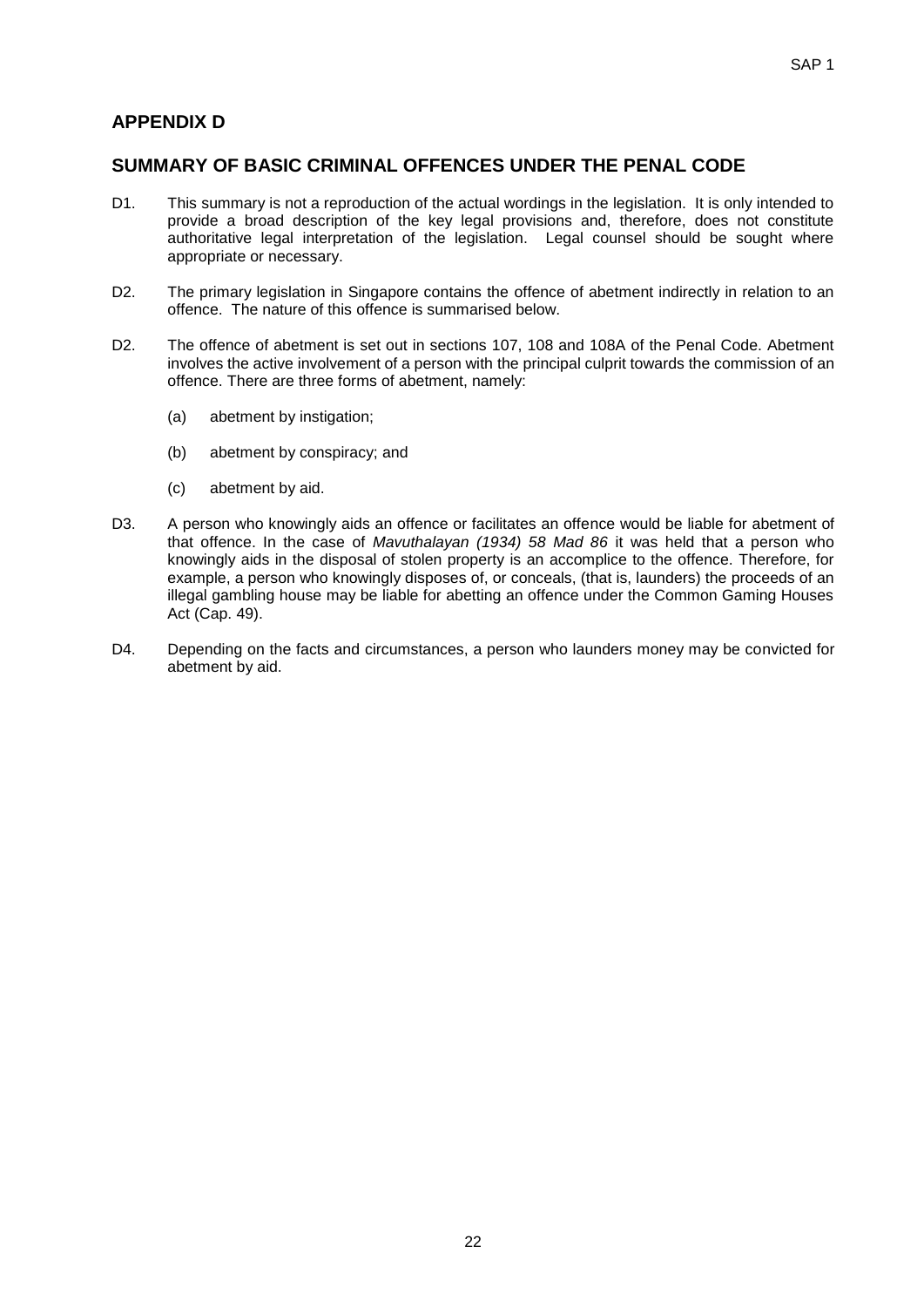## APPENDIX D

## SUMMARY OF BASIC CRIMINAL OFFENCES UNDER THE PENAL CODE

D1. This summary is not a reproduction of the actual wordings in the legislation. It is only intended to provide a broad description of the key legal provisions and, therefore, does not constitute authoritative legal interpretation of the legislation. Legal counsel should be sought where appropriate or necessary.

D2. The primary legislation in Singapore contains the offence of abetment indirectly in relation to an offence. The nature of this offence is summarised below.

D2. The offence of abetment is set out in sections 107, 108 and 108A of the Penal Code. Abetment involves the active involvement of a person with the principal culprit towards the commission of an offence. There are three forms of abetment, namely:

(a) abetment by instigation;

(b) abetment by conspiracy; and

(c) abetment by aid.

D3. A person who knowingly aids an offence or facilitates an offence would be liable for abetment of that offence. In the case of *Mavuthalayan (1934) 58 Mad 86* it was held that a person who knowingly aids in the disposal of stolen property is an accomplice to the offence. Therefore, for example, a person who knowingly disposes of, or conceals, (that is, launders) the proceeds of an illegal gambling house may be liable for abetting an offence under the Common Gaming Houses Act (Cap. 49).

D4. Depending on the facts and circumstances, a person who launders money may be convicted for abetment by aid.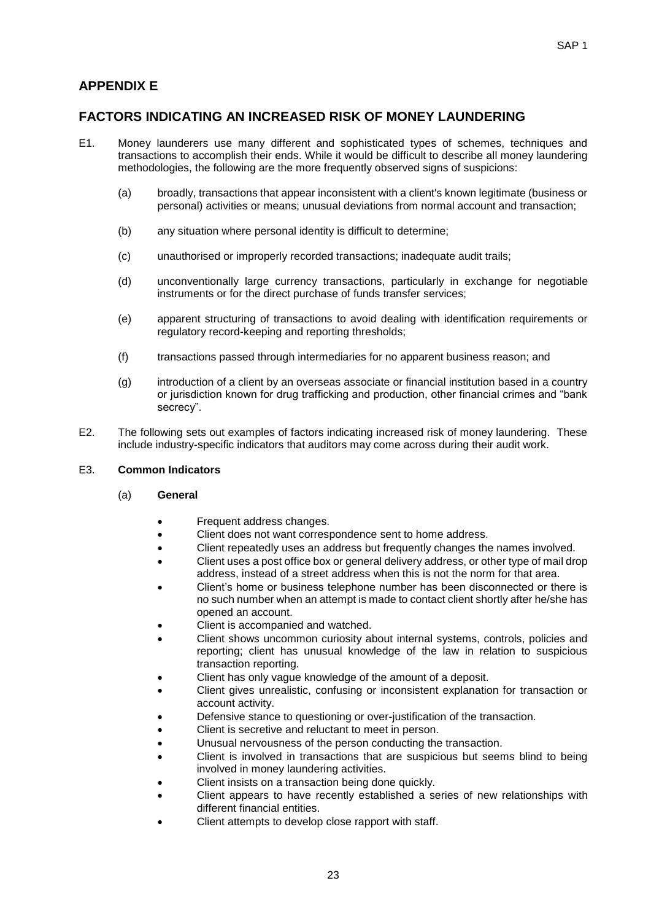## APPENDIX E

## FACTORS INDICATING AN INCREASED RISK OF MONEY LAUNDERING

E1. Money launderers use many different and sophisticated types of schemes, techniques and transactions to accomplish their ends. While it would be difficult to describe all money laundering methodologies, the following are the more frequently observed signs of suspicions:

(a) broadly, transactions that appear inconsistent with a client's known legitimate (business or personal) activities or means; unusual deviations from normal account and transaction;

(b) any situation where personal identity is difficult to determine;

(c) unauthorised or improperly recorded transactions; inadequate audit trails;

(d) unconventionally large currency transactions, particularly in exchange for negotiable instruments or for the direct purchase of funds transfer services;

(e) apparent structuring of transactions to avoid dealing with identification requirements or regulatory record-keeping and reporting thresholds;

(f) transactions passed through intermediaries for no apparent business reason; and

(g) introduction of a client by an overseas associate or financial institution based in a country or jurisdiction known for drug trafficking and production, other financial crimes and "bank secrecy".

E2. The following sets out examples of factors indicating increased risk of money laundering. These include industry-specific indicators that auditors may come across during their audit work.

E3. **Common Indicators**

(a) **General**

- Frequent address changes.
- Client does not want correspondence sent to home address.
- Client repeatedly uses an address but frequently changes the names involved.
- Client uses a post office box or general delivery address, or other type of mail drop address, instead of a street address when this is not the norm for that area.
- Client's home or business telephone number has been disconnected or there is no such number when an attempt is made to contact client shortly after he/she has opened an account.
- Client is accompanied and watched.
- Client shows uncommon curiosity about internal systems, controls, policies and reporting; client has unusual knowledge of the law in relation to suspicious transaction reporting.
- Client has only vague knowledge of the amount of a deposit.
- Client gives unrealistic, confusing or inconsistent explanation for transaction or account activity.
- Defensive stance to questioning or over-justification of the transaction.
- Client is secretive and reluctant to meet in person.
- Unusual nervousness of the person conducting the transaction.
- Client is involved in transactions that are suspicious but seems blind to being involved in money laundering activities.
- Client insists on a transaction being done quickly.
- Client appears to have recently established a series of new relationships with different financial entities.
- Client attempts to develop close rapport with staff.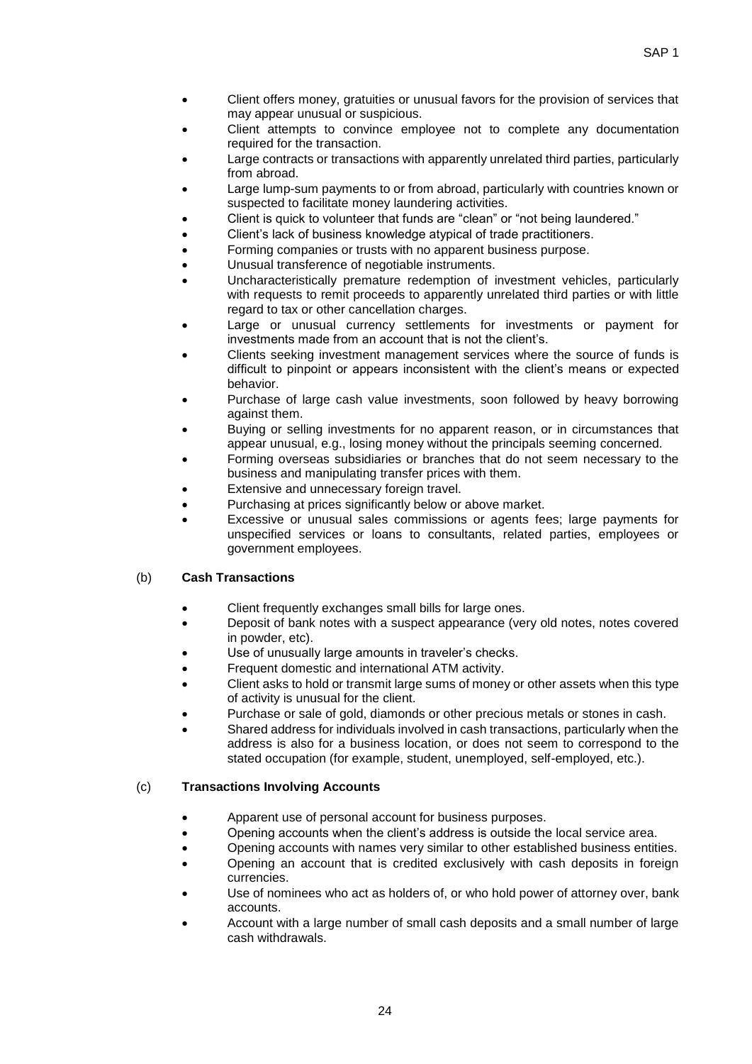- Client offers money, gratuities or unusual favors for the provision of services that may appear unusual or suspicious.
- Client attempts to convince employee not to complete any documentation required for the transaction.
- Large contracts or transactions with apparently unrelated third parties, particularly from abroad.
- Large lump-sum payments to or from abroad, particularly with countries known or suspected to facilitate money laundering activities.
- Client is quick to volunteer that funds are "clean" or "not being laundered."
- Client's lack of business knowledge atypical of trade practitioners.
- Forming companies or trusts with no apparent business purpose.
- Unusual transference of negotiable instruments.
- Uncharacteristically premature redemption of investment vehicles, particularly with requests to remit proceeds to apparently unrelated third parties or with little regard to tax or other cancellation charges.
- Large or unusual currency settlements for investments or payment for investments made from an account that is not the client's.
- Clients seeking investment management services where the source of funds is difficult to pinpoint or appears inconsistent with the client's means or expected behavior.
- Purchase of large cash value investments, soon followed by heavy borrowing against them.
- Buying or selling investments for no apparent reason, or in circumstances that appear unusual, e.g., losing money without the principals seeming concerned.
- Forming overseas subsidiaries or branches that do not seem necessary to the business and manipulating transfer prices with them.
- Extensive and unnecessary foreign travel.
- Purchasing at prices significantly below or above market.
- Excessive or unusual sales commissions or agents fees; large payments for unspecified services or loans to consultants, related parties, employees or government employees.

(b) **Cash Transactions**

- Client frequently exchanges small bills for large ones.
- Deposit of bank notes with a suspect appearance (very old notes, notes covered in powder, etc).
- Use of unusually large amounts in traveler's checks.
- Frequent domestic and international ATM activity.
- Client asks to hold or transmit large sums of money or other assets when this type of activity is unusual for the client.
- Purchase or sale of gold, diamonds or other precious metals or stones in cash.
- Shared address for individuals involved in cash transactions, particularly when the address is also for a business location, or does not seem to correspond to the stated occupation (for example, student, unemployed, self-employed, etc.).

(c) **Transactions Involving Accounts**

- Apparent use of personal account for business purposes.
- Opening accounts when the client's address is outside the local service area.
- Opening accounts with names very similar to other established business entities.
- Opening an account that is credited exclusively with cash deposits in foreign currencies.
- Use of nominees who act as holders of, or who hold power of attorney over, bank accounts.
- Account with a large number of small cash deposits and a small number of large cash withdrawals.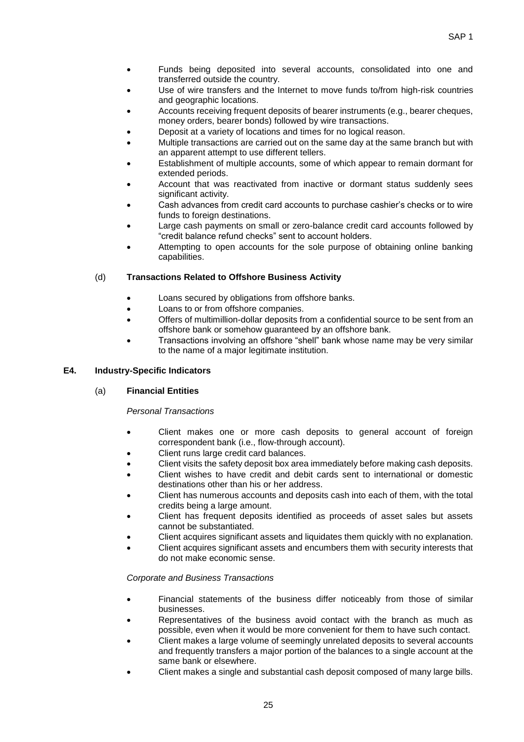- Funds being deposited into several accounts, consolidated into one and transferred outside the country.
- Use of wire transfers and the Internet to move funds to/from high-risk countries and geographic locations.
- Accounts receiving frequent deposits of bearer instruments (e.g., bearer cheques, money orders, bearer bonds) followed by wire transactions.
- Deposit at a variety of locations and times for no logical reason.
- Multiple transactions are carried out on the same day at the same branch but with an apparent attempt to use different tellers.
- Establishment of multiple accounts, some of which appear to remain dormant for extended periods.
- Account that was reactivated from inactive or dormant status suddenly sees significant activity.
- Cash advances from credit card accounts to purchase cashier's checks or to wire funds to foreign destinations.
- Large cash payments on small or zero-balance credit card accounts followed by "credit balance refund checks" sent to account holders.
- Attempting to open accounts for the sole purpose of obtaining online banking capabilities.

(d) **Transactions Related to Offshore Business Activity**

- Loans secured by obligations from offshore banks.
- Loans to or from offshore companies.
- Offers of multimillion-dollar deposits from a confidential source to be sent from an offshore bank or somehow guaranteed by an offshore bank.
- Transactions involving an offshore "shell" bank whose name may be very similar to the name of a major legitimate institution.

## E4. Industry-Specific Indicators

(a) **Financial Entities**

*Personal Transactions*

- Client makes one or more cash deposits to general account of foreign correspondent bank (i.e., flow-through account).
- Client runs large credit card balances.
- Client visits the safety deposit box area immediately before making cash deposits.
- Client wishes to have credit and debit cards sent to international or domestic destinations other than his or her address.
- Client has numerous accounts and deposits cash into each of them, with the total credits being a large amount.
- Client has frequent deposits identified as proceeds of asset sales but assets cannot be substantiated.
- Client acquires significant assets and liquidates them quickly with no explanation.
- Client acquires significant assets and encumbers them with security interests that do not make economic sense.

*Corporate and Business Transactions*

- Financial statements of the business differ noticeably from those of similar businesses.
- Representatives of the business avoid contact with the branch as much as possible, even when it would be more convenient for them to have such contact.
- Client makes a large volume of seemingly unrelated deposits to several accounts and frequently transfers a major portion of the balances to a single account at the same bank or elsewhere.
- Client makes a single and substantial cash deposit composed of many large bills.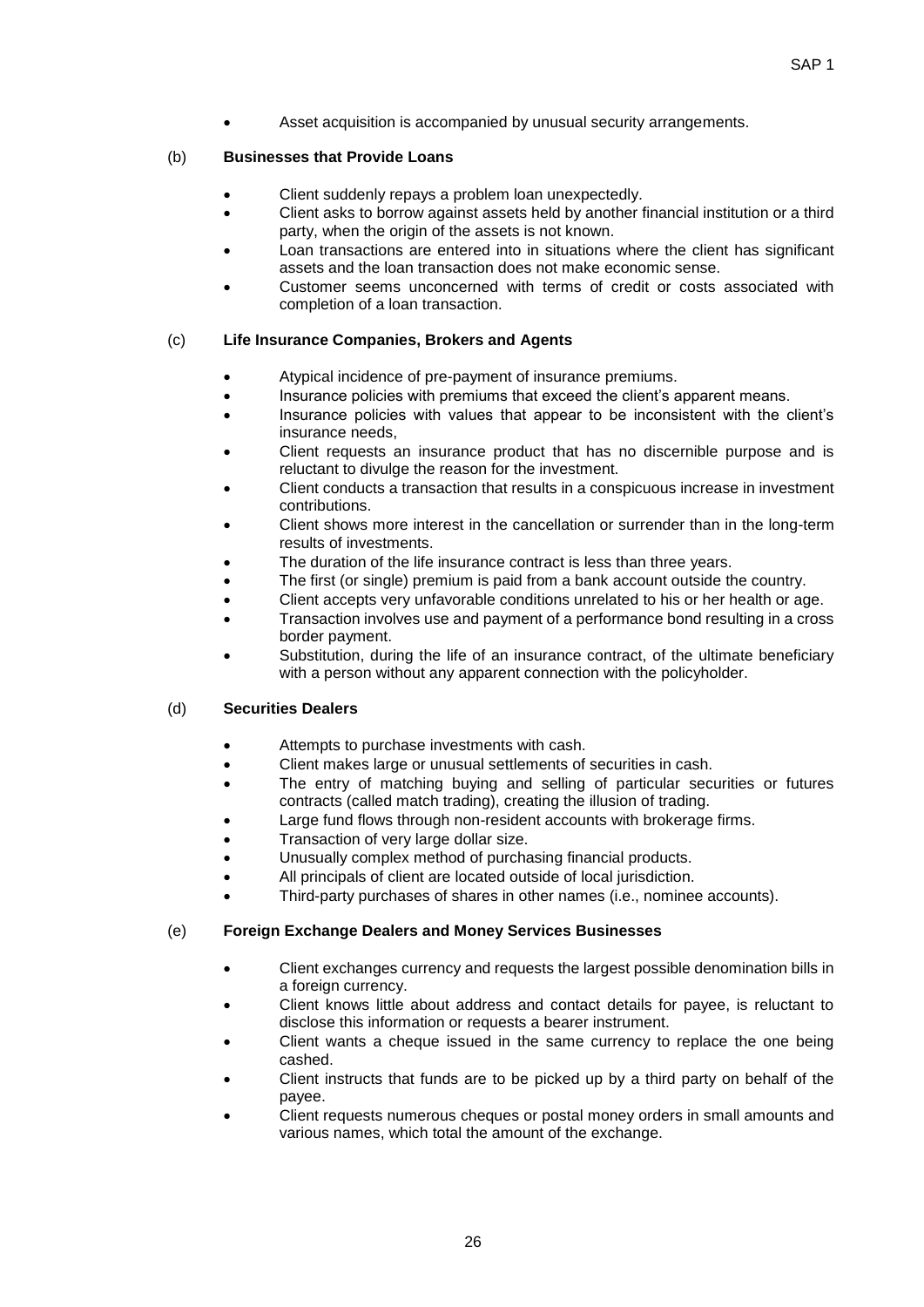- Asset acquisition is accompanied by unusual security arrangements.

(b) **Businesses that Provide Loans**

- Client suddenly repays a problem loan unexpectedly.
- Client asks to borrow against assets held by another financial institution or a third party, when the origin of the assets is not known.
- Loan transactions are entered into in situations where the client has significant assets and the loan transaction does not make economic sense.
- Customer seems unconcerned with terms of credit or costs associated with completion of a loan transaction.

(c) **Life Insurance Companies, Brokers and Agents**

- Atypical incidence of pre-payment of insurance premiums.
- Insurance policies with premiums that exceed the client's apparent means.
- Insurance policies with values that appear to be inconsistent with the client's insurance needs,
- Client requests an insurance product that has no discernible purpose and is reluctant to divulge the reason for the investment.
- Client conducts a transaction that results in a conspicuous increase in investment contributions.
- Client shows more interest in the cancellation or surrender than in the long-term results of investments.
- The duration of the life insurance contract is less than three years.
- The first (or single) premium is paid from a bank account outside the country.
- Client accepts very unfavorable conditions unrelated to his or her health or age.
- Transaction involves use and payment of a performance bond resulting in a cross border payment.
- Substitution, during the life of an insurance contract, of the ultimate beneficiary with a person without any apparent connection with the policyholder.

(d) **Securities Dealers**

- Attempts to purchase investments with cash.
- Client makes large or unusual settlements of securities in cash.
- The entry of matching buying and selling of particular securities or futures contracts (called match trading), creating the illusion of trading.
- Large fund flows through non-resident accounts with brokerage firms.
- Transaction of very large dollar size.
- Unusually complex method of purchasing financial products.
- All principals of client are located outside of local jurisdiction.
- Third-party purchases of shares in other names (i.e., nominee accounts).

(e) **Foreign Exchange Dealers and Money Services Businesses**

- Client exchanges currency and requests the largest possible denomination bills in a foreign currency.
- Client knows little about address and contact details for payee, is reluctant to disclose this information or requests a bearer instrument.
- Client wants a cheque issued in the same currency to replace the one being cashed.
- Client instructs that funds are to be picked up by a third party on behalf of the payee.
- Client requests numerous cheques or postal money orders in small amounts and various names, which total the amount of the exchange.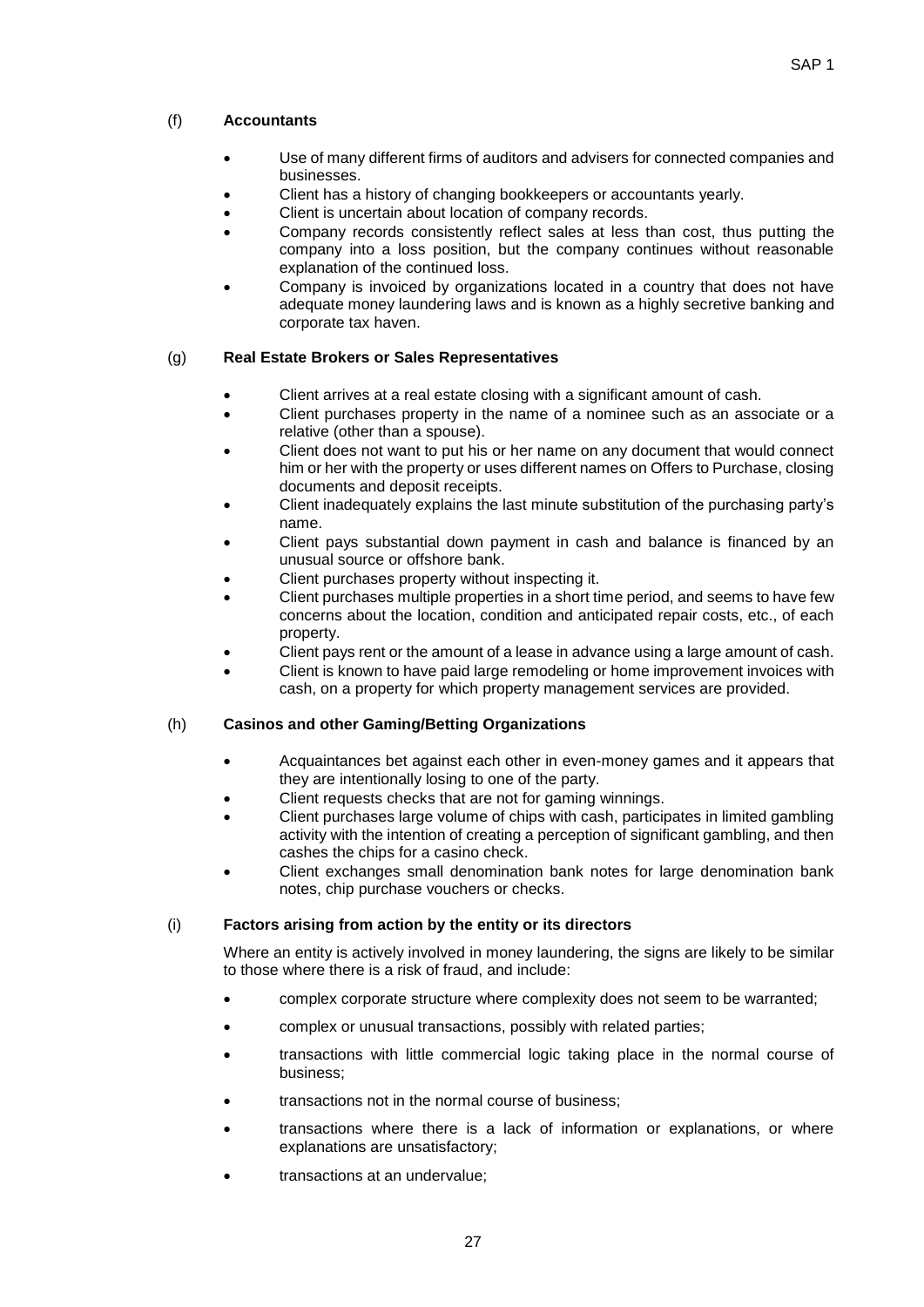### (f) Accountants

- Use of many different firms of auditors and advisers for connected companies and businesses.
- Client has a history of changing bookkeepers or accountants yearly.
- Client is uncertain about location of company records.
- Company records consistently reflect sales at less than cost, thus putting the company into a loss position, but the company continues without reasonable explanation of the continued loss.
- Company is invoiced by organizations located in a country that does not have adequate money laundering laws and is known as a highly secretive banking and corporate tax haven.

### (g) Real Estate Brokers or Sales Representatives

- Client arrives at a real estate closing with a significant amount of cash.
- Client purchases property in the name of a nominee such as an associate or a relative (other than a spouse).
- Client does not want to put his or her name on any document that would connect him or her with the property or uses different names on Offers to Purchase, closing documents and deposit receipts.
- Client inadequately explains the last minute substitution of the purchasing party's name.
- Client pays substantial down payment in cash and balance is financed by an unusual source or offshore bank.
- Client purchases property without inspecting it.
- Client purchases multiple properties in a short time period, and seems to have few concerns about the location, condition and anticipated repair costs, etc., of each property.
- Client pays rent or the amount of a lease in advance using a large amount of cash.
- Client is known to have paid large remodeling or home improvement invoices with cash, on a property for which property management services are provided.

### (h) Casinos and other Gaming/Betting Organizations

- Acquaintances bet against each other in even-money games and it appears that they are intentionally losing to one of the party.
- Client requests checks that are not for gaming winnings.
- Client purchases large volume of chips with cash, participates in limited gambling activity with the intention of creating a perception of significant gambling, and then cashes the chips for a casino check.
- Client exchanges small denomination bank notes for large denomination bank notes, chip purchase vouchers or checks.

### (i) Factors arising from action by the entity or its directors

Where an entity is actively involved in money laundering, the signs are likely to be similar to those where there is a risk of fraud, and include:

- complex corporate structure where complexity does not seem to be warranted;
- complex or unusual transactions, possibly with related parties;
- transactions with little commercial logic taking place in the normal course of business;
- transactions not in the normal course of business;
- transactions where there is a lack of information or explanations, or where explanations are unsatisfactory;
- transactions at an undervalue;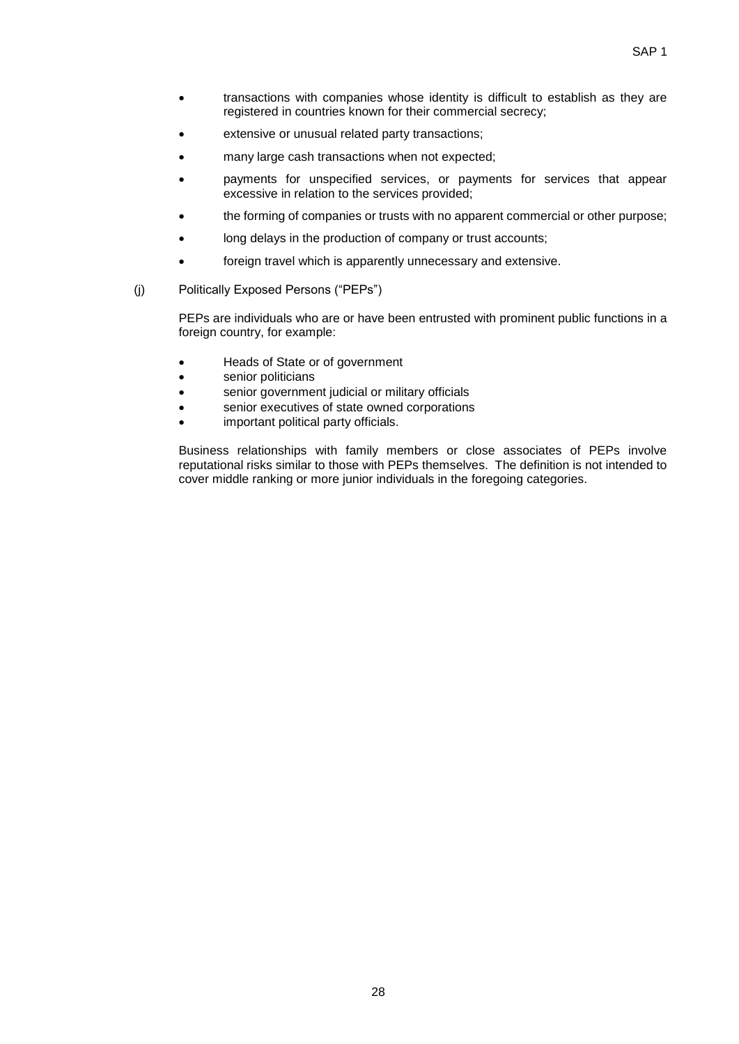- transactions with companies whose identity is difficult to establish as they are registered in countries known for their commercial secrecy;
- extensive or unusual related party transactions;
- many large cash transactions when not expected;
- payments for unspecified services, or payments for services that appear excessive in relation to the services provided;
- the forming of companies or trusts with no apparent commercial or other purpose;
- long delays in the production of company or trust accounts;
- foreign travel which is apparently unnecessary and extensive.

(j) Politically Exposed Persons ("PEPs")

PEPs are individuals who are or have been entrusted with prominent public functions in a foreign country, for example:

- Heads of State or of government
- senior politicians
- senior government judicial or military officials
- senior executives of state owned corporations
- important political party officials.

Business relationships with family members or close associates of PEPs involve reputational risks similar to those with PEPs themselves. The definition is not intended to cover middle ranking or more junior individuals in the foregoing categories.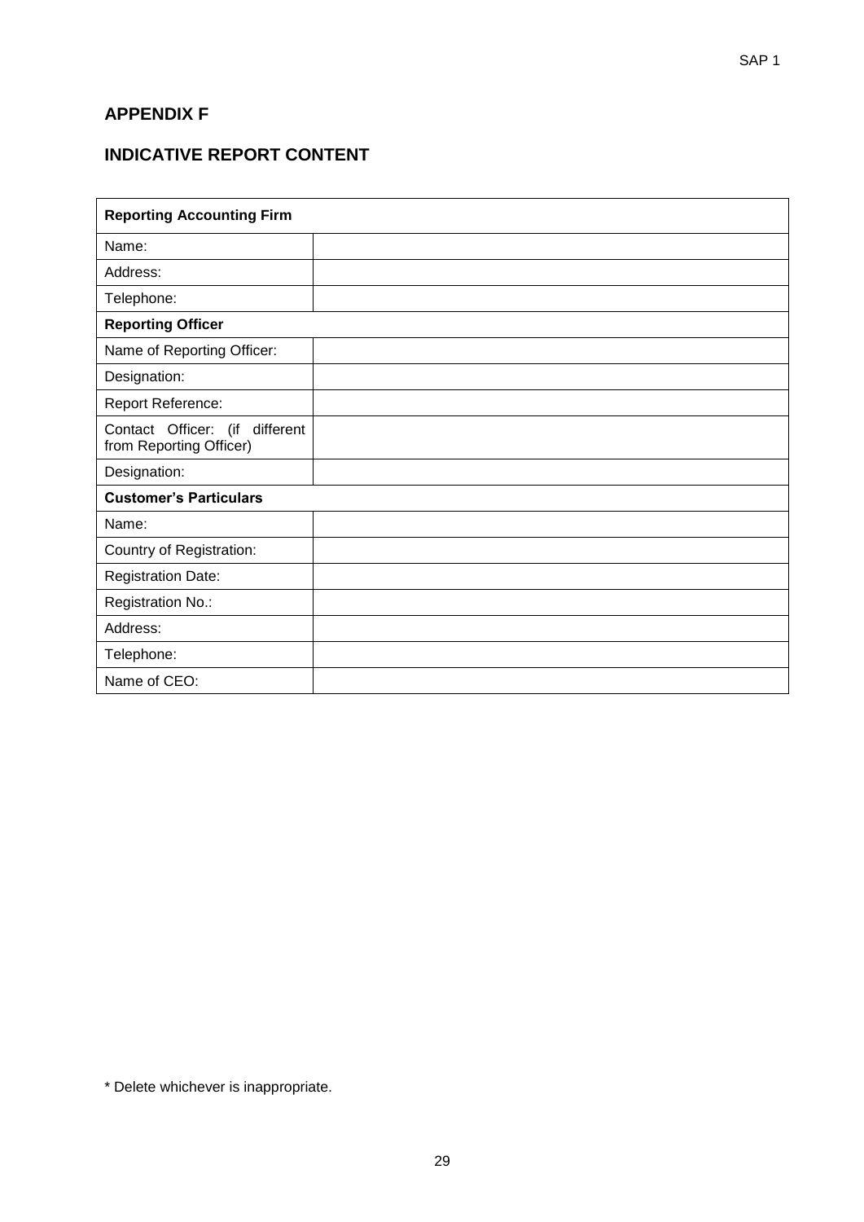## APPENDIX F

## INDICATIVE REPORT CONTENT

| **Reporting Accounting Firm** | |
|---|---|
| Name: | |
| Address: | |
| Telephone: | |
| **Reporting Officer** | |
| Name of Reporting Officer: | |
| Designation: | |
| Report Reference: | |
| Contact Officer: (if different from Reporting Officer) | |
| Designation: | |
| **Customer's Particulars** | |
| Name: | |
| Country of Registration: | |
| Registration Date: | |
| Registration No.: | |
| Address: | |
| Telephone: | |
| Name of CEO: | |

* Delete whichever is inappropriate.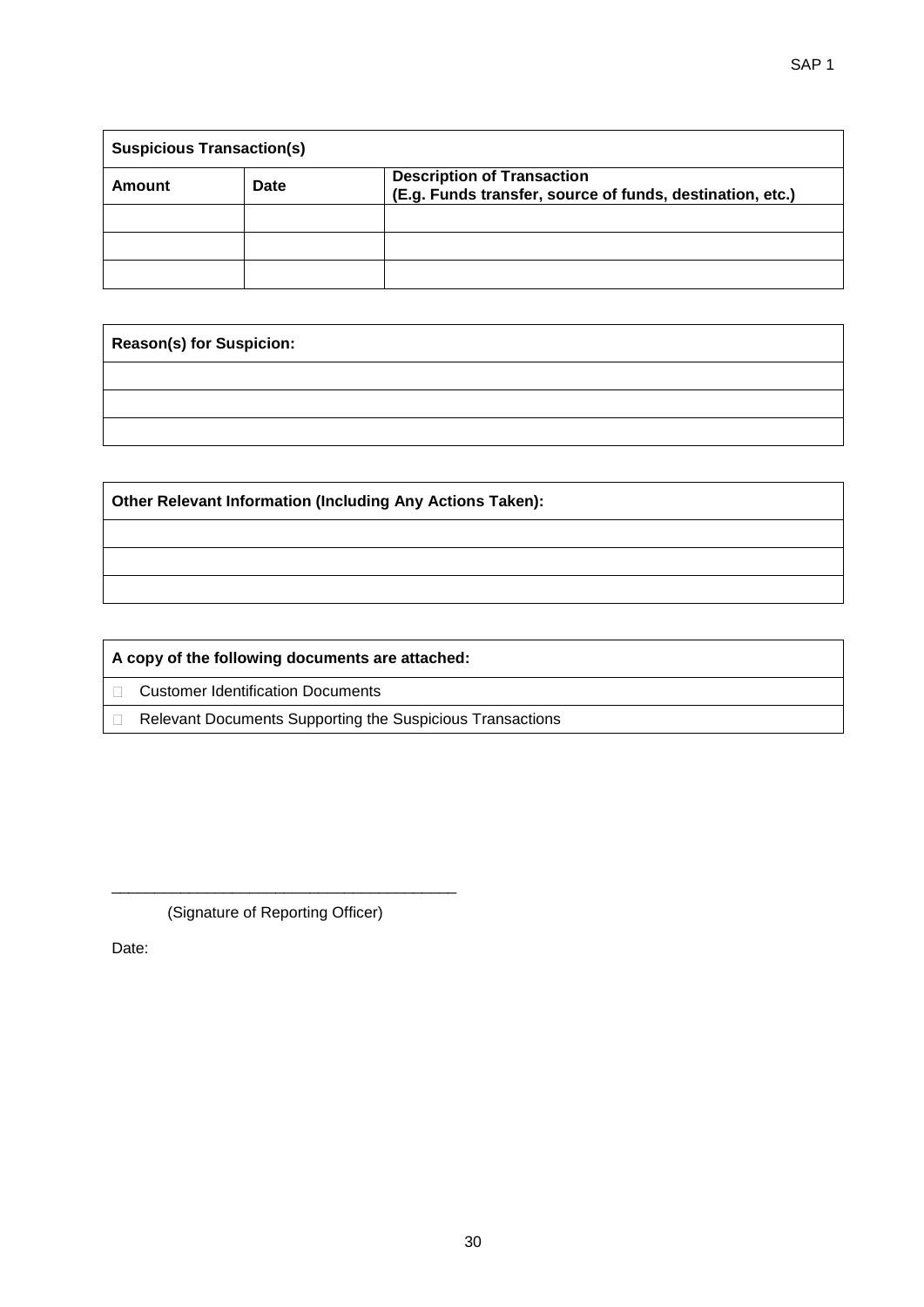SAP 1

| Suspicious Transaction(s) | | |
|---|---|---|
| **Amount** | **Date** | **Description of Transaction (E.g. Funds transfer, source of funds, destination, etc.)** |
| | | |
| | | |
| | | |

| Reason(s) for Suspicion: |
|---|
| |
| |
| |

| Other Relevant Information (Including Any Actions Taken): |
|---|
| |
| |
| |

| A copy of the following documents are attached: |
|---|
| ☐ Customer Identification Documents |
| ☐ Relevant Documents Supporting the Suspicious Transactions |

\_\_\_\_\_\_\_\_\_\_\_\_\_\_\_\_\_\_\_\_\_\_\_\_\_\_\_\_\_\_\_\_\_\_\_\_\_\_\_\_

(Signature of Reporting Officer)

Date: